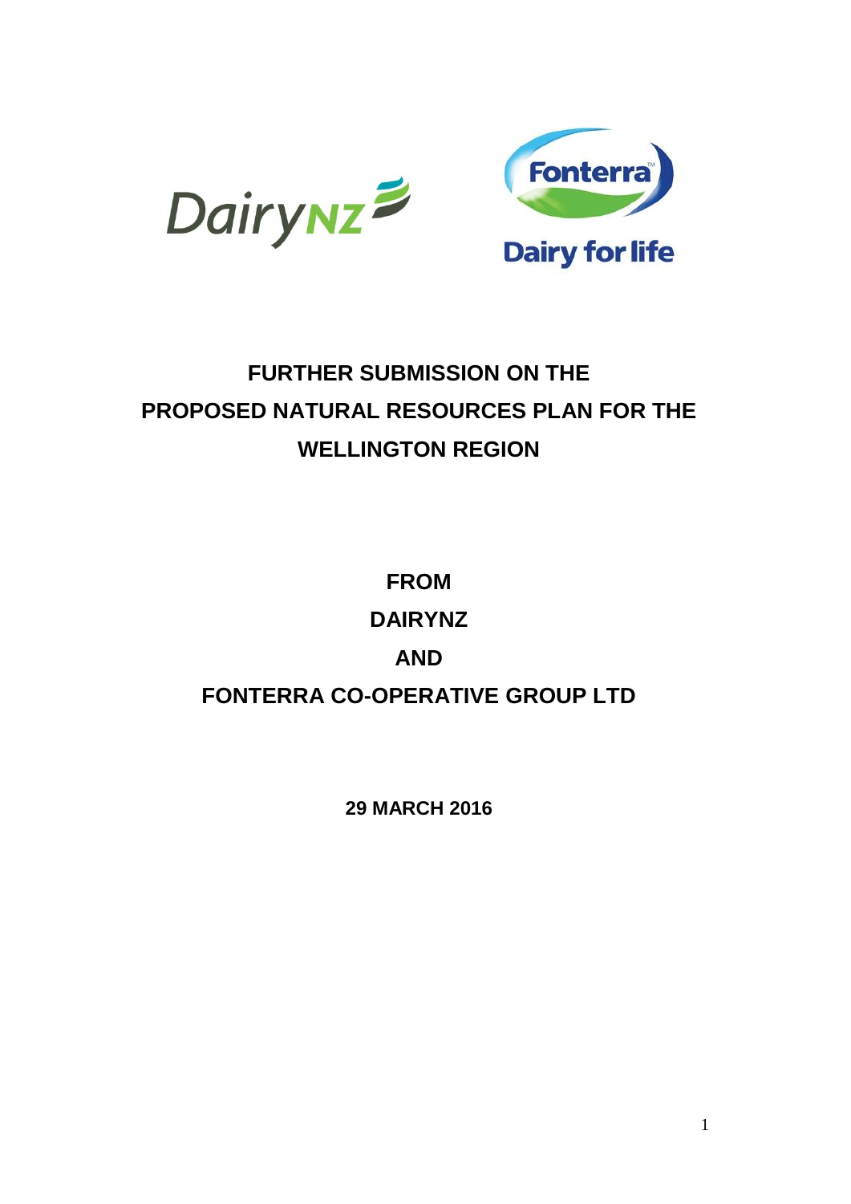# FURTHER SUBMISSION ON THE PROPOSED NATURAL RESOURCES PLAN FOR THE WELLINGTON REGION

**FROM**

**DAIRYNZ**

**AND**

**FONTERRA CO-OPERATIVE GROUP LTD**

**29 MARCH 2016**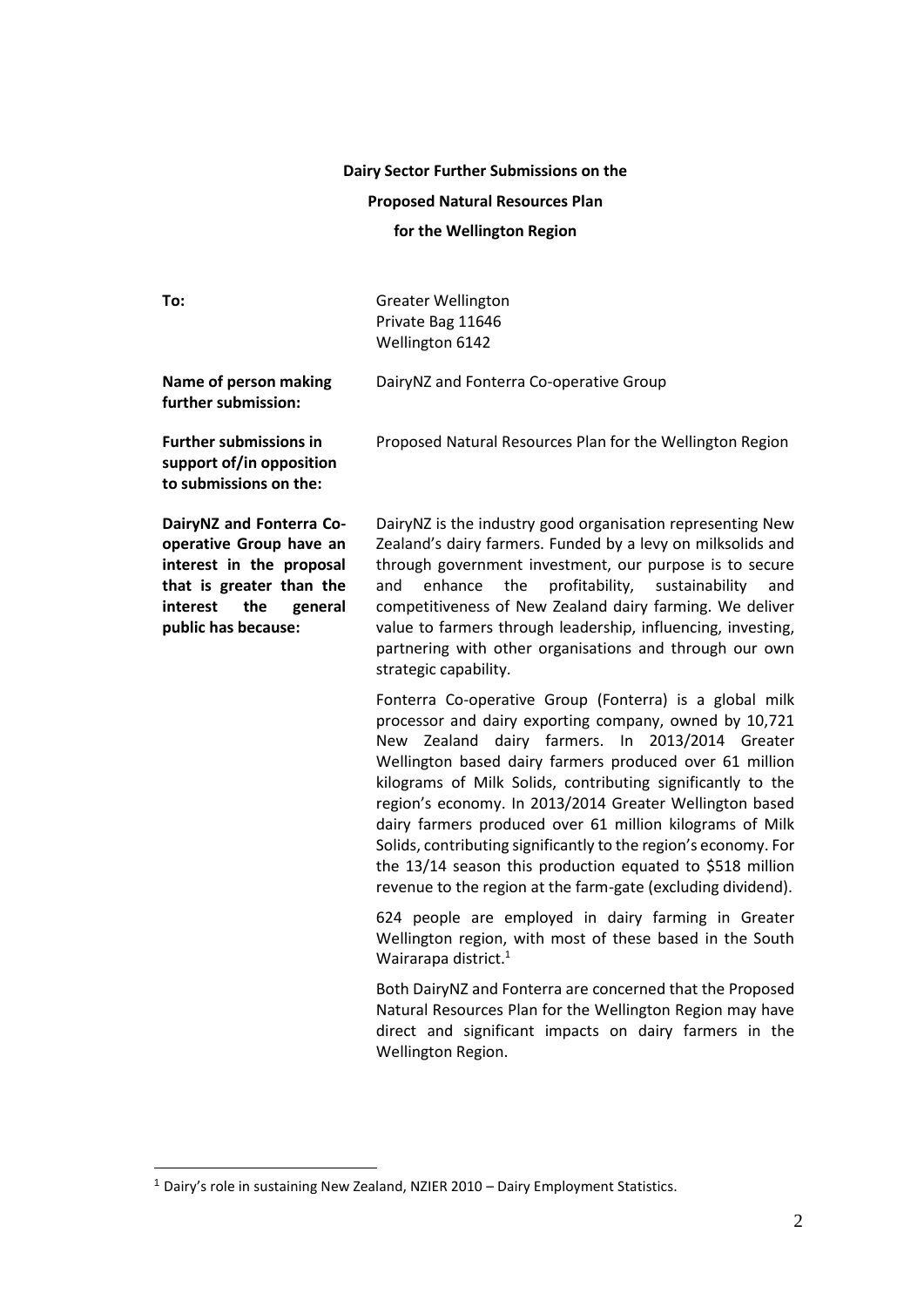**Dairy Sector Further Submissions on the**

**Proposed Natural Resources Plan**

**for the Wellington Region**

| | |
|---|---|
| **To:** | Greater Wellington<br>Private Bag 11646<br>Wellington 6142 |
| **Name of person making further submission:** | DairyNZ and Fonterra Co-operative Group |
| **Further submissions in support of/in opposition to submissions on the:** | Proposed Natural Resources Plan for the Wellington Region |
| **DairyNZ and Fonterra Co-operative Group have an interest in the proposal that is greater than the interest the general public has because:** | DairyNZ is the industry good organisation representing New Zealand's dairy farmers. Funded by a levy on milksolids and through government investment, our purpose is to secure and enhance the profitability, sustainability and competitiveness of New Zealand dairy farming. We deliver value to farmers through leadership, influencing, investing, partnering with other organisations and through our own strategic capability.<br><br>Fonterra Co-operative Group (Fonterra) is a global milk processor and dairy exporting company, owned by 10,721 New Zealand dairy farmers. In 2013/2014 Greater Wellington based dairy farmers produced over 61 million kilograms of Milk Solids, contributing significantly to the region's economy. In 2013/2014 Greater Wellington based dairy farmers produced over 61 million kilograms of Milk Solids, contributing significantly to the region's economy. For the 13/14 season this production equated to \$518 million revenue to the region at the farm-gate (excluding dividend).<br><br>624 people are employed in dairy farming in Greater Wellington region, with most of these based in the South Wairarapa district.[1]<br><br>Both DairyNZ and Fonterra are concerned that the Proposed Natural Resources Plan for the Wellington Region may have direct and significant impacts on dairy farmers in the Wellington Region. |

[1] Dairy's role in sustaining New Zealand, NZIER 2010 – Dairy Employment Statistics.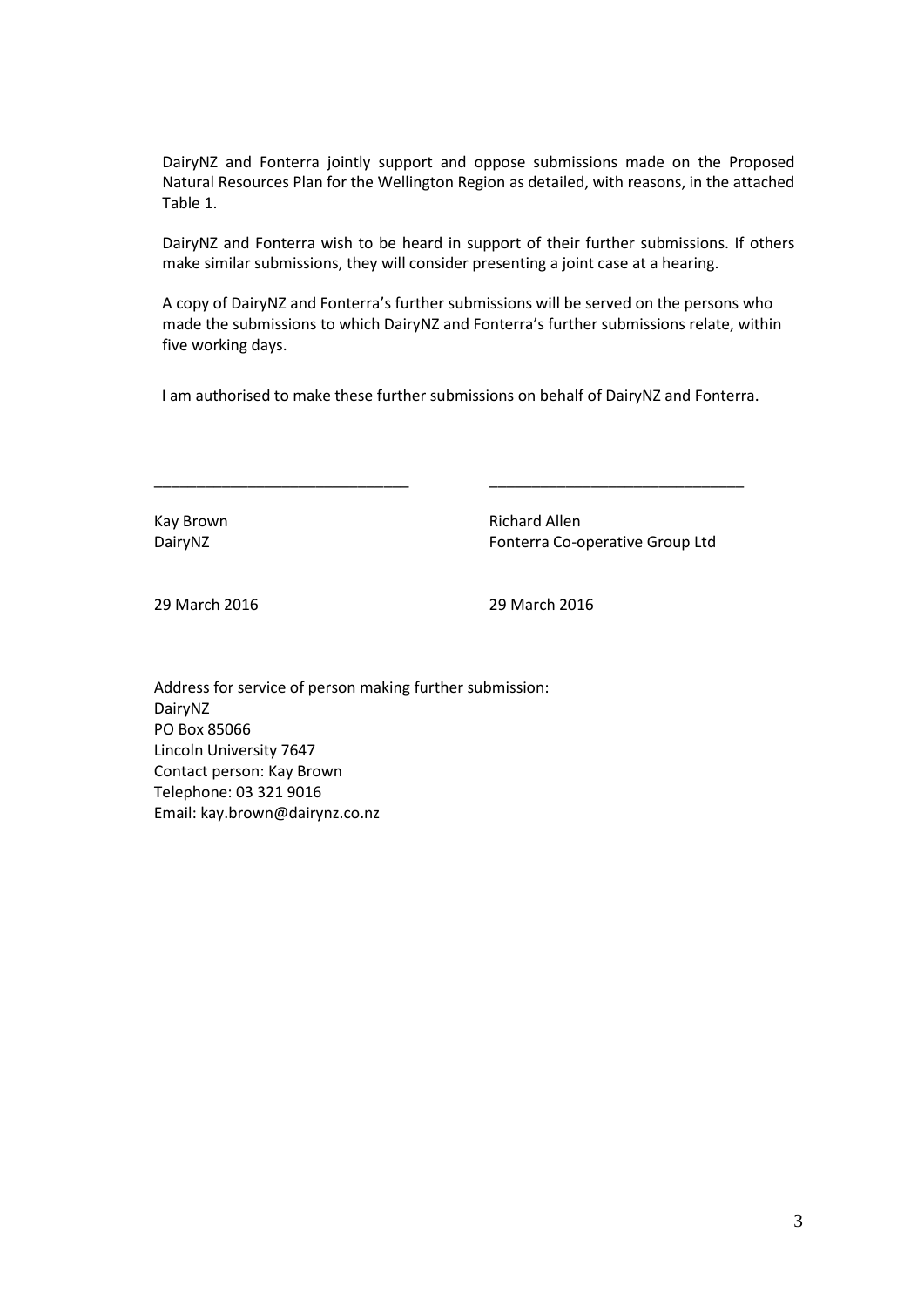DairyNZ and Fonterra jointly support and oppose submissions made on the Proposed Natural Resources Plan for the Wellington Region as detailed, with reasons, in the attached Table 1.

DairyNZ and Fonterra wish to be heard in support of their further submissions. If others make similar submissions, they will consider presenting a joint case at a hearing.

A copy of DairyNZ and Fonterra's further submissions will be served on the persons who made the submissions to which DairyNZ and Fonterra's further submissions relate, within five working days.

I am authorised to make these further submissions on behalf of DairyNZ and Fonterra.

| ______________________________ | ______________________________ |
|---|---|
| Kay Brown<br>DairyNZ | Richard Allen<br>Fonterra Co-operative Group Ltd |
| 29 March 2016 | 29 March 2016 |

Address for service of person making further submission:
DairyNZ
PO Box 85066
Lincoln University 7647
Contact person: Kay Brown
Telephone: 03 321 9016
Email: kay.brown@dairynz.co.nz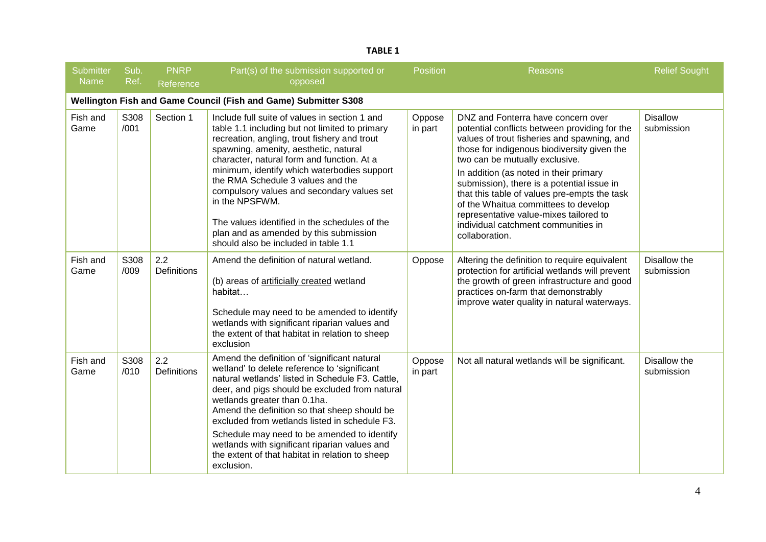**TABLE 1**

| Submitter Name | Sub. Ref. | PNRP Reference | Part(s) of the submission supported or opposed | Position | Reasons | Relief Sought |
|---|---|---|---|---|---|---|
| **Wellington Fish and Game Council (Fish and Game) Submitter S308** | | | | | | |
| Fish and Game | S308 /001 | Section 1 | Include full suite of values in section 1 and table 1.1 including but not limited to primary recreation, angling, trout fishery and trout spawning, amenity, aesthetic, natural character, natural form and function. At a minimum, identify which waterbodies support the RMA Schedule 3 values and the compulsory values and secondary values set in the NPSFWM.<br><br>The values identified in the schedules of the plan and as amended by this submission should also be included in table 1.1 | Oppose in part | DNZ and Fonterra have concern over potential conflicts between providing for the values of trout fisheries and spawning, and those for indigenous biodiversity given the two can be mutually exclusive.<br><br>In addition (as noted in their primary submission), there is a potential issue in that this table of values pre-empts the task of the Whaitua committees to develop representative value-mixes tailored to individual catchment communities in collaboration. | Disallow submission |
| Fish and Game | S308 /009 | 2.2 Definitions | Amend the definition of natural wetland.<br><br>(b) areas of artificially created wetland habitat…<br><br>Schedule may need to be amended to identify wetlands with significant riparian values and the extent of that habitat in relation to sheep exclusion | Oppose | Altering the definition to require equivalent protection for artificial wetlands will prevent the growth of green infrastructure and good practices on-farm that demonstrably improve water quality in natural waterways. | Disallow the submission |
| Fish and Game | S308 /010 | 2.2 Definitions | Amend the definition of 'significant natural wetland' to delete reference to 'significant natural wetlands' listed in Schedule F3. Cattle, deer, and pigs should be excluded from natural wetlands greater than 0.1ha.<br>Amend the definition so that sheep should be excluded from wetlands listed in schedule F3.<br><br>Schedule may need to be amended to identify wetlands with significant riparian values and the extent of that habitat in relation to sheep exclusion. | Oppose in part | Not all natural wetlands will be significant. | Disallow the submission |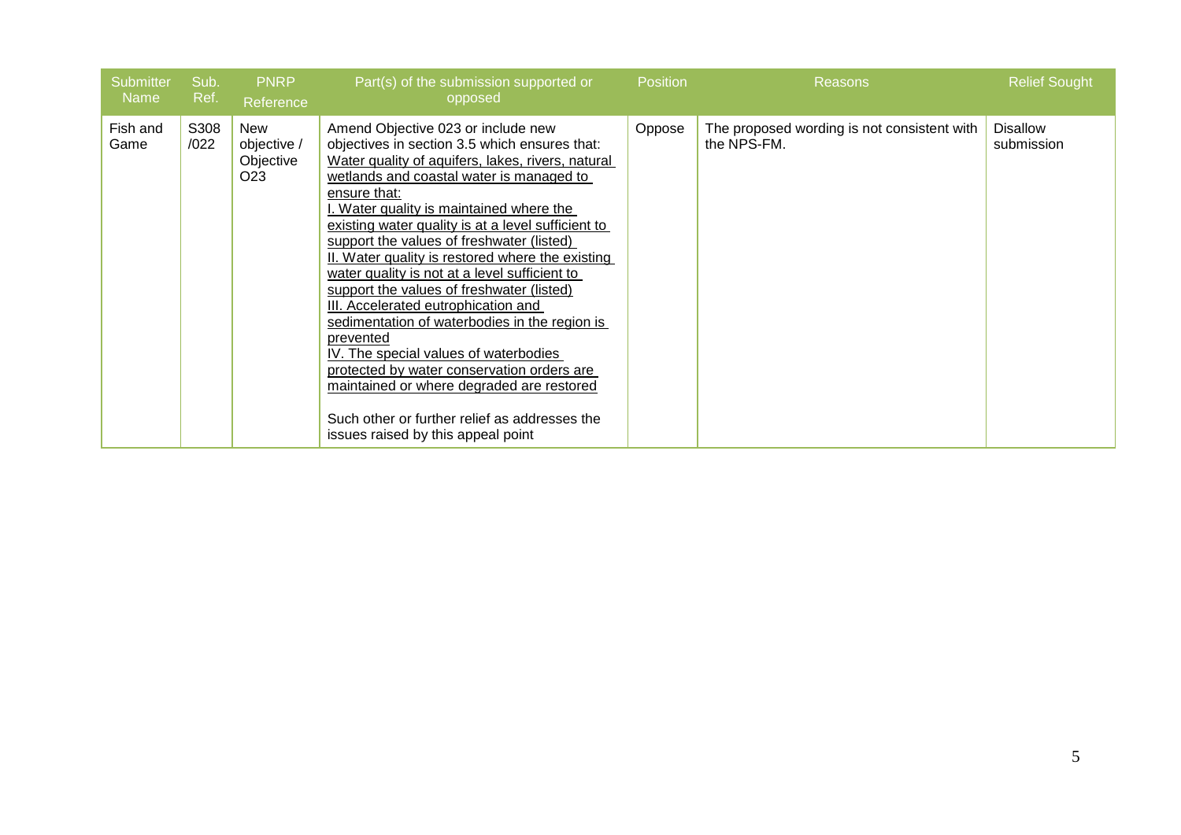| Submitter Name | Sub. Ref. | PNRP Reference | Part(s) of the submission supported or opposed | Position | Reasons | Relief Sought |
|---|---|---|---|---|---|---|
| Fish and Game | S308 /022 | New objective / Objective O23 | Amend Objective 023 or include new objectives in section 3.5 which ensures that: <u>Water quality of aquifers, lakes, rivers, natural wetlands and coastal water is managed to ensure that:</u> <u>I. Water quality is maintained where the existing water quality is at a level sufficient to support the values of freshwater (listed)</u> <u>II. Water quality is restored where the existing water quality is not at a level sufficient to support the values of freshwater (listed)</u> <u>III. Accelerated eutrophication and sedimentation of waterbodies in the region is prevented</u> <u>IV. The special values of waterbodies protected by water conservation orders are maintained or where degraded are restored</u><br><br>Such other or further relief as addresses the issues raised by this appeal point | Oppose | The proposed wording is not consistent with the NPS-FM. | Disallow submission |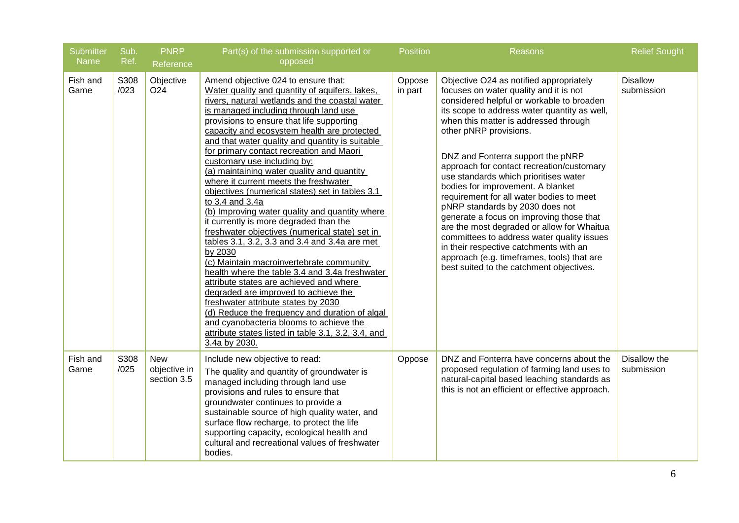| Submitter Name | Sub. Ref. | PNRP Reference | Part(s) of the submission supported or opposed | Position | Reasons | Relief Sought |
|---|---|---|---|---|---|---|
| Fish and Game | S308 /023 | Objective O24 | Amend objective 024 to ensure that: <u>Water quality and quantity of aquifers, lakes, rivers, natural wetlands and the coastal water is managed including through land use provisions to ensure that life supporting capacity and ecosystem health are protected and that water quality and quantity is suitable for primary contact recreation and Maori customary use including by:</u> <u>(a) maintaining water quality and quantity where it current meets the freshwater objectives (numerical states) set in tables 3.1 to 3.4 and 3.4a</u> <u>(b) Improving water quality and quantity where it currently is more degraded than the freshwater objectives (numerical state) set in tables 3.1, 3.2, 3.3 and 3.4 and 3.4a are met by 2030</u> <u>(c) Maintain macroinvertebrate community health where the table 3.4 and 3.4a freshwater attribute states are achieved and where degraded are improved to achieve the freshwater attribute states by 2030</u> <u>(d) Reduce the frequency and duration of algal and cyanobacteria blooms to achieve the attribute states listed in table 3.1, 3.2, 3.4, and 3.4a by 2030.</u> | Oppose in part | Objective O24 as notified appropriately focuses on water quality and it is not considered helpful or workable to broaden its scope to address water quantity as well, when this matter is addressed through other pNRP provisions.<br><br>DNZ and Fonterra support the pNRP approach for contact recreation/customary use standards which prioritises water bodies for improvement. A blanket requirement for all water bodies to meet pNRP standards by 2030 does not generate a focus on improving those that are the most degraded or allow for Whaitua committees to address water quality issues in their respective catchments with an approach (e.g. timeframes, tools) that are best suited to the catchment objectives. | Disallow submission |
| Fish and Game | S308 /025 | New objective in section 3.5 | Include new objective to read: The quality and quantity of groundwater is managed including through land use provisions and rules to ensure that groundwater continues to provide a sustainable source of high quality water, and surface flow recharge, to protect the life supporting capacity, ecological health and cultural and recreational values of freshwater bodies. | Oppose | DNZ and Fonterra have concerns about the proposed regulation of farming land uses to natural-capital based leaching standards as this is not an efficient or effective approach. | Disallow the submission |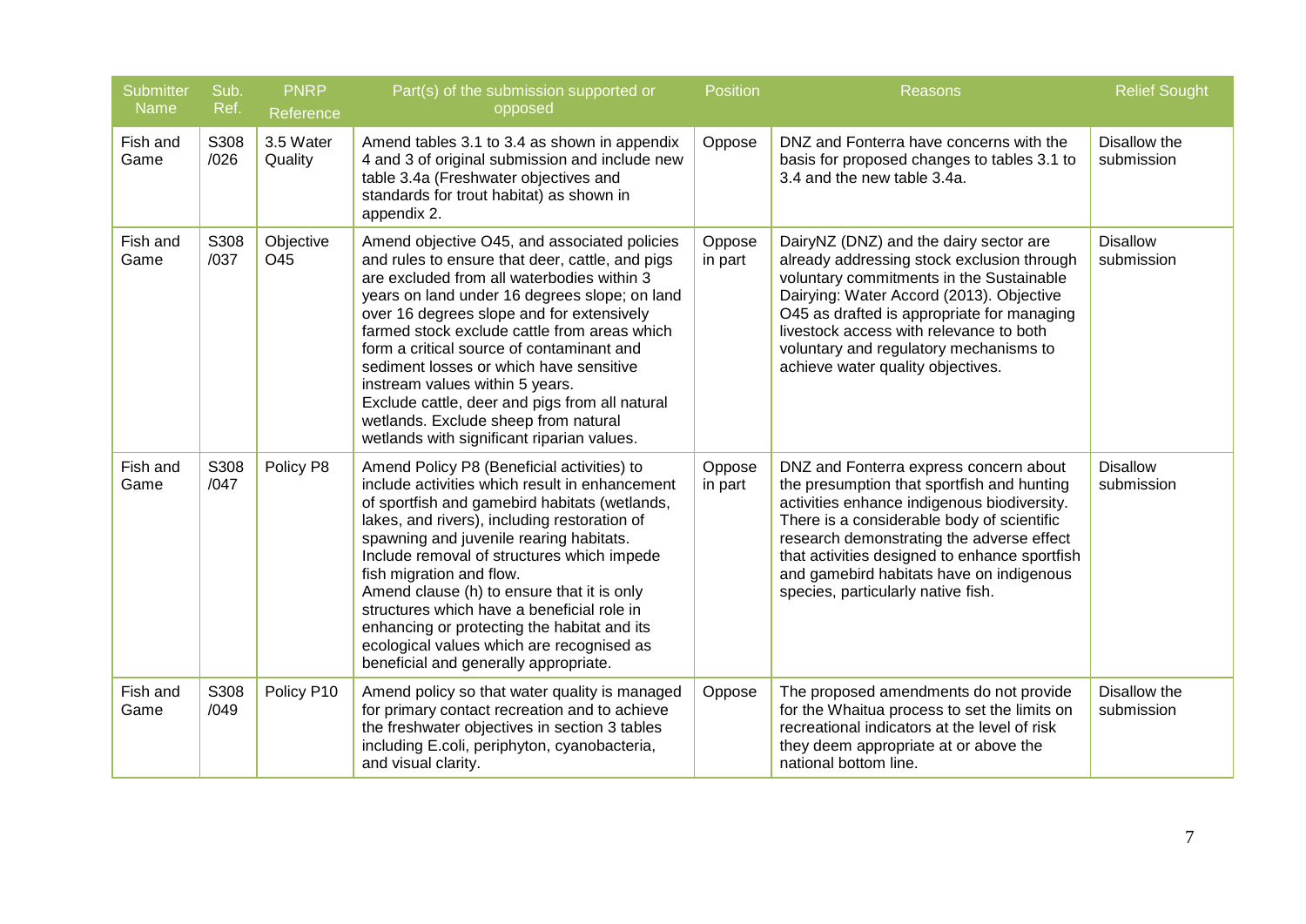| Submitter Name | Sub. Ref. | PNRP Reference | Part(s) of the submission supported or opposed | Position | Reasons | Relief Sought |
|---|---|---|---|---|---|---|
| Fish and Game | S308 /026 | 3.5 Water Quality | Amend tables 3.1 to 3.4 as shown in appendix 4 and 3 of original submission and include new table 3.4a (Freshwater objectives and standards for trout habitat) as shown in appendix 2. | Oppose | DNZ and Fonterra have concerns with the basis for proposed changes to tables 3.1 to 3.4 and the new table 3.4a. | Disallow the submission |
| Fish and Game | S308 /037 | Objective O45 | Amend objective O45, and associated policies and rules to ensure that deer, cattle, and pigs are excluded from all waterbodies within 3 years on land under 16 degrees slope; on land over 16 degrees slope and for extensively farmed stock exclude cattle from areas which form a critical source of contaminant and sediment losses or which have sensitive instream values within 5 years. Exclude cattle, deer and pigs from all natural wetlands. Exclude sheep from natural wetlands with significant riparian values. | Oppose in part | DairyNZ (DNZ) and the dairy sector are already addressing stock exclusion through voluntary commitments in the Sustainable Dairying: Water Accord (2013). Objective O45 as drafted is appropriate for managing livestock access with relevance to both voluntary and regulatory mechanisms to achieve water quality objectives. | Disallow submission |
| Fish and Game | S308 /047 | Policy P8 | Amend Policy P8 (Beneficial activities) to include activities which result in enhancement of sportfish and gamebird habitats (wetlands, lakes, and rivers), including restoration of spawning and juvenile rearing habitats. Include removal of structures which impede fish migration and flow. Amend clause (h) to ensure that it is only structures which have a beneficial role in enhancing or protecting the habitat and its ecological values which are recognised as beneficial and generally appropriate. | Oppose in part | DNZ and Fonterra express concern about the presumption that sportfish and hunting activities enhance indigenous biodiversity. There is a considerable body of scientific research demonstrating the adverse effect that activities designed to enhance sportfish and gamebird habitats have on indigenous species, particularly native fish. | Disallow submission |
| Fish and Game | S308 /049 | Policy P10 | Amend policy so that water quality is managed for primary contact recreation and to achieve the freshwater objectives in section 3 tables including E.coli, periphyton, cyanobacteria, and visual clarity. | Oppose | The proposed amendments do not provide for the Whaitua process to set the limits on recreational indicators at the level of risk they deem appropriate at or above the national bottom line. | Disallow the submission |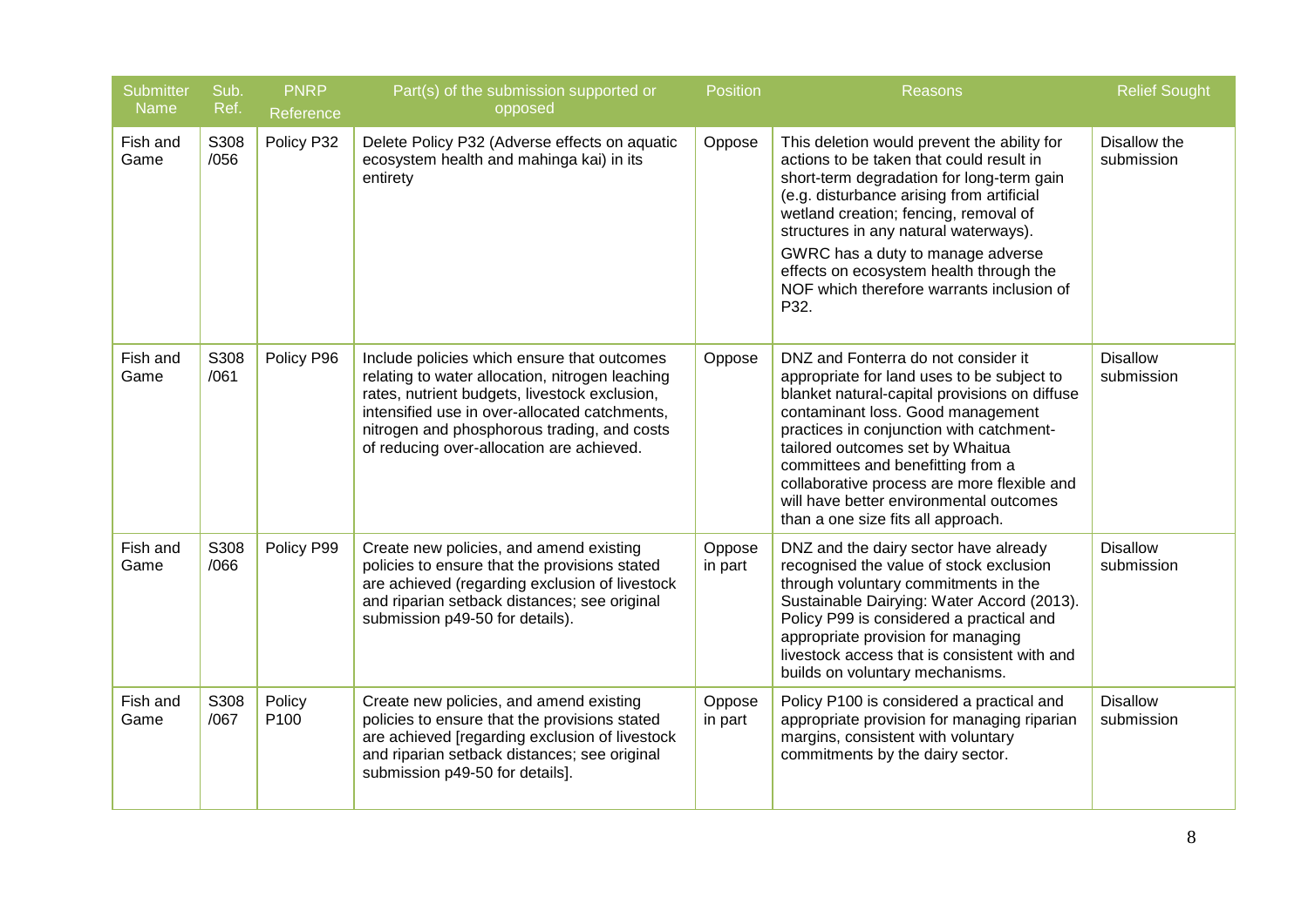| Submitter Name | Sub. Ref. | PNRP Reference | Part(s) of the submission supported or opposed | Position | Reasons | Relief Sought |
|---|---|---|---|---|---|---|
| Fish and Game | S308 /056 | Policy P32 | Delete Policy P32 (Adverse effects on aquatic ecosystem health and mahinga kai) in its entirety | Oppose | This deletion would prevent the ability for actions to be taken that could result in short-term degradation for long-term gain (e.g. disturbance arising from artificial wetland creation; fencing, removal of structures in any natural waterways).<br><br>GWRC has a duty to manage adverse effects on ecosystem health through the NOF which therefore warrants inclusion of P32. | Disallow the submission |
| Fish and Game | S308 /061 | Policy P96 | Include policies which ensure that outcomes relating to water allocation, nitrogen leaching rates, nutrient budgets, livestock exclusion, intensified use in over-allocated catchments, nitrogen and phosphorous trading, and costs of reducing over-allocation are achieved. | Oppose | DNZ and Fonterra do not consider it appropriate for land uses to be subject to blanket natural-capital provisions on diffuse contaminant loss. Good management practices in conjunction with catchment-tailored outcomes set by Whaitua committees and benefitting from a collaborative process are more flexible and will have better environmental outcomes than a one size fits all approach. | Disallow submission |
| Fish and Game | S308 /066 | Policy P99 | Create new policies, and amend existing policies to ensure that the provisions stated are achieved (regarding exclusion of livestock and riparian setback distances; see original submission p49-50 for details). | Oppose in part | DNZ and the dairy sector have already recognised the value of stock exclusion through voluntary commitments in the Sustainable Dairying: Water Accord (2013). Policy P99 is considered a practical and appropriate provision for managing livestock access that is consistent with and builds on voluntary mechanisms. | Disallow submission |
| Fish and Game | S308 /067 | Policy P100 | Create new policies, and amend existing policies to ensure that the provisions stated are achieved [regarding exclusion of livestock and riparian setback distances; see original submission p49-50 for details]. | Oppose in part | Policy P100 is considered a practical and appropriate provision for managing riparian margins, consistent with voluntary commitments by the dairy sector. | Disallow submission |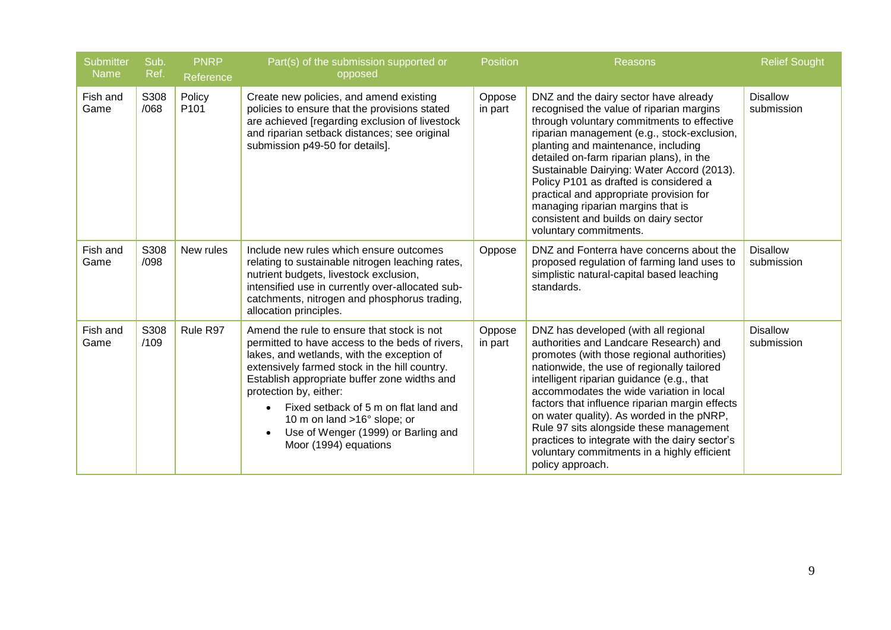| Submitter Name | Sub. Ref. | PNRP Reference | Part(s) of the submission supported or opposed | Position | Reasons | Relief Sought |
|---|---|---|---|---|---|---|
| Fish and Game | S308 /068 | Policy P101 | Create new policies, and amend existing policies to ensure that the provisions stated are achieved [regarding exclusion of livestock and riparian setback distances; see original submission p49-50 for details]. | Oppose in part | DNZ and the dairy sector have already recognised the value of riparian margins through voluntary commitments to effective riparian management (e.g., stock-exclusion, planting and maintenance, including detailed on-farm riparian plans), in the Sustainable Dairying: Water Accord (2013). Policy P101 as drafted is considered a practical and appropriate provision for managing riparian margins that is consistent and builds on dairy sector voluntary commitments. | Disallow submission |
| Fish and Game | S308 /098 | New rules | Include new rules which ensure outcomes relating to sustainable nitrogen leaching rates, nutrient budgets, livestock exclusion, intensified use in currently over-allocated sub-catchments, nitrogen and phosphorus trading, allocation principles. | Oppose | DNZ and Fonterra have concerns about the proposed regulation of farming land uses to simplistic natural-capital based leaching standards. | Disallow submission |
| Fish and Game | S308 /109 | Rule R97 | Amend the rule to ensure that stock is not permitted to have access to the beds of rivers, lakes, and wetlands, with the exception of extensively farmed stock in the hill country. Establish appropriate buffer zone widths and protection by, either: <br>• Fixed setback of 5 m on flat land and 10 m on land >16° slope; or <br>• Use of Wenger (1999) or Barling and Moor (1994) equations | Oppose in part | DNZ has developed (with all regional authorities and Landcare Research) and promotes (with those regional authorities) nationwide, the use of regionally tailored intelligent riparian guidance (e.g., that accommodates the wide variation in local factors that influence riparian margin effects on water quality). As worded in the pNRP, Rule 97 sits alongside these management practices to integrate with the dairy sector's voluntary commitments in a highly efficient policy approach. | Disallow submission |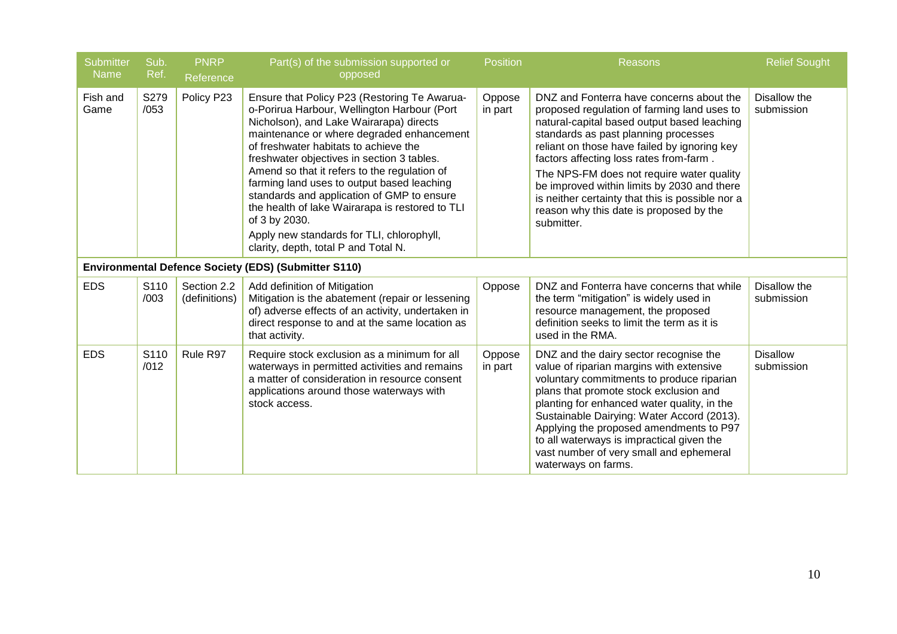| Submitter Name | Sub. Ref. | PNRP Reference | Part(s) of the submission supported or opposed | Position | Reasons | Relief Sought |
|---|---|---|---|---|---|---|
| Fish and Game | S279 /053 | Policy P23 | Ensure that Policy P23 (Restoring Te Awarua-o-Porirua Harbour, Wellington Harbour (Port Nicholson), and Lake Wairarapa) directs maintenance or where degraded enhancement of freshwater habitats to achieve the freshwater objectives in section 3 tables. Amend so that it refers to the regulation of farming land uses to output based leaching standards and application of GMP to ensure the health of lake Wairarapa is restored to TLI of 3 by 2030. Apply new standards for TLI, chlorophyll, clarity, depth, total P and Total N. | Oppose in part | DNZ and Fonterra have concerns about the proposed regulation of farming land uses to natural-capital based output based leaching standards as past planning processes reliant on those have failed by ignoring key factors affecting loss rates from-farm . The NPS-FM does not require water quality be improved within limits by 2030 and there is neither certainty that this is possible nor a reason why this date is proposed by the submitter. | Disallow the submission |
| **Environmental Defence Society (EDS) (Submitter S110)** | | | | | | |
| EDS | S110 /003 | Section 2.2 (definitions) | Add definition of Mitigation Mitigation is the abatement (repair or lessening of) adverse effects of an activity, undertaken in direct response to and at the same location as that activity. | Oppose | DNZ and Fonterra have concerns that while the term "mitigation" is widely used in resource management, the proposed definition seeks to limit the term as it is used in the RMA. | Disallow the submission |
| EDS | S110 /012 | Rule R97 | Require stock exclusion as a minimum for all waterways in permitted activities and remains a matter of consideration in resource consent applications around those waterways with stock access. | Oppose in part | DNZ and the dairy sector recognise the value of riparian margins with extensive voluntary commitments to produce riparian plans that promote stock exclusion and planting for enhanced water quality, in the Sustainable Dairying: Water Accord (2013). Applying the proposed amendments to P97 to all waterways is impractical given the vast number of very small and ephemeral waterways on farms. | Disallow submission |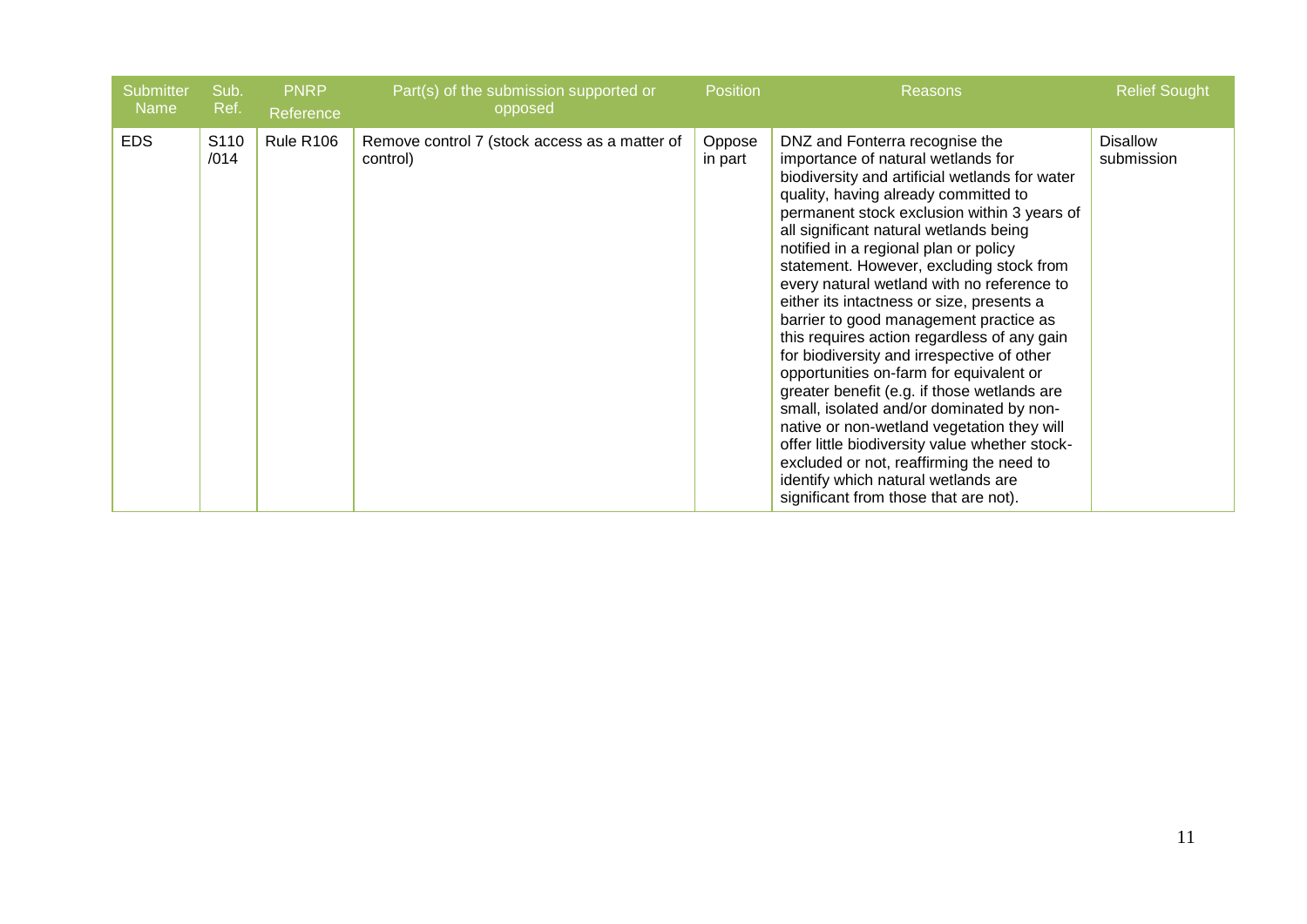| Submitter Name | Sub. Ref. | PNRP Reference | Part(s) of the submission supported or opposed | Position | Reasons | Relief Sought |
|---|---|---|---|---|---|---|
| EDS | S110 /014 | Rule R106 | Remove control 7 (stock access as a matter of control) | Oppose in part | DNZ and Fonterra recognise the importance of natural wetlands for biodiversity and artificial wetlands for water quality, having already committed to permanent stock exclusion within 3 years of all significant natural wetlands being notified in a regional plan or policy statement. However, excluding stock from every natural wetland with no reference to either its intactness or size, presents a barrier to good management practice as this requires action regardless of any gain for biodiversity and irrespective of other opportunities on-farm for equivalent or greater benefit (e.g. if those wetlands are small, isolated and/or dominated by non-native or non-wetland vegetation they will offer little biodiversity value whether stock-excluded or not, reaffirming the need to identify which natural wetlands are significant from those that are not). | Disallow submission |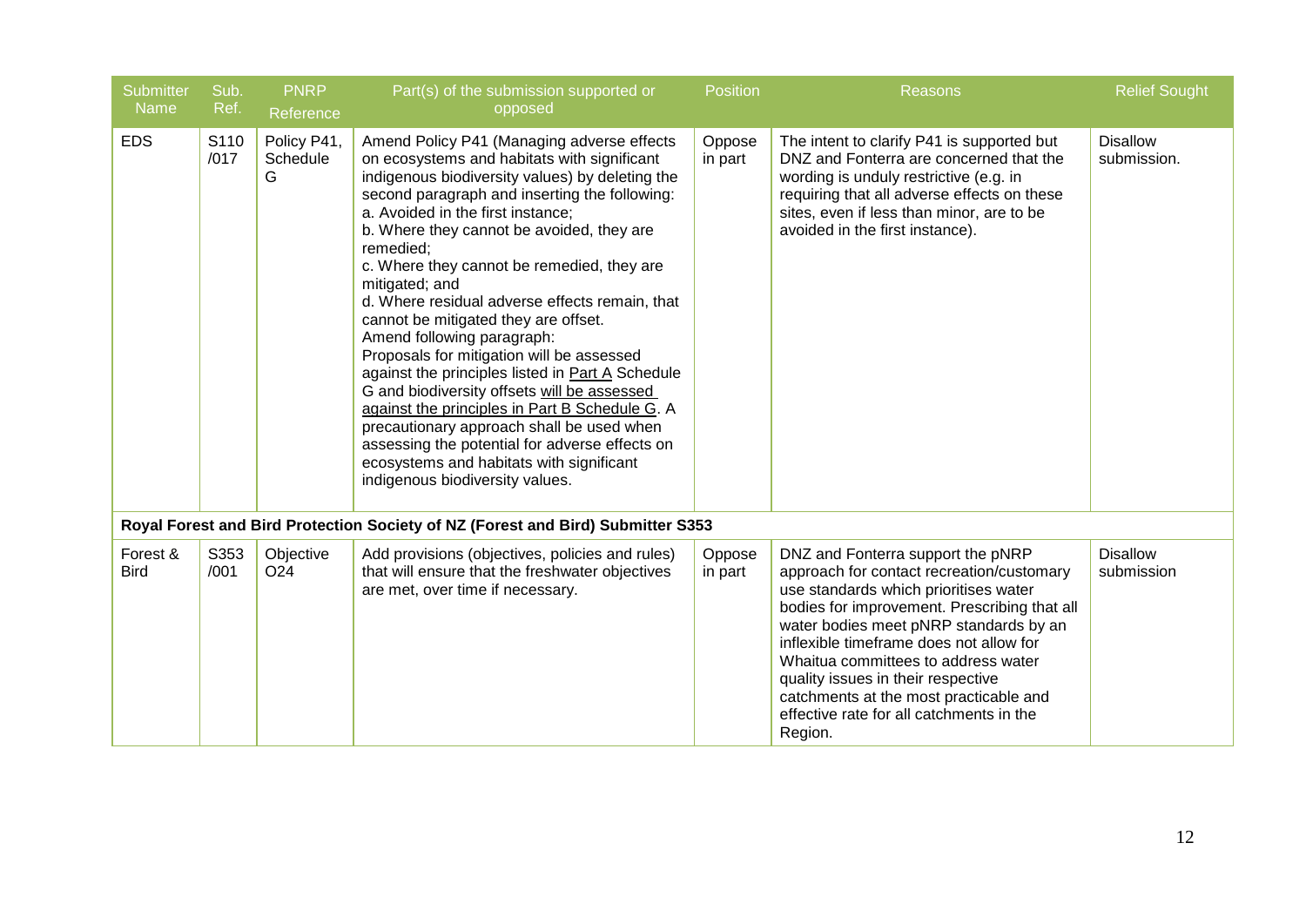| Submitter Name | Sub. Ref. | PNRP Reference | Part(s) of the submission supported or opposed | Position | Reasons | Relief Sought |
|---|---|---|---|---|---|---|
| EDS | S110 /017 | Policy P41, Schedule G | Amend Policy P41 (Managing adverse effects on ecosystems and habitats with significant indigenous biodiversity values) by deleting the second paragraph and inserting the following:<br>a. Avoided in the first instance;<br>b. Where they cannot be avoided, they are remedied;<br>c. Where they cannot be remedied, they are mitigated; and<br>d. Where residual adverse effects remain, that cannot be mitigated they are offset.<br>Amend following paragraph:<br>Proposals for mitigation will be assessed against the principles listed in <u>Part A</u> Schedule G and biodiversity offsets <u>will be assessed against the principles in Part B Schedule G</u>. A precautionary approach shall be used when assessing the potential for adverse effects on ecosystems and habitats with significant indigenous biodiversity values. | Oppose in part | The intent to clarify P41 is supported but DNZ and Fonterra are concerned that the wording is unduly restrictive (e.g. in requiring that all adverse effects on these sites, even if less than minor, are to be avoided in the first instance). | Disallow submission. |
| **Royal Forest and Bird Protection Society of NZ (Forest and Bird) Submitter S353** | | | | | | |
| Forest & Bird | S353 /001 | Objective O24 | Add provisions (objectives, policies and rules) that will ensure that the freshwater objectives are met, over time if necessary. | Oppose in part | DNZ and Fonterra support the pNRP approach for contact recreation/customary use standards which prioritises water bodies for improvement. Prescribing that all water bodies meet pNRP standards by an inflexible timeframe does not allow for Whaitua committees to address water quality issues in their respective catchments at the most practicable and effective rate for all catchments in the Region. | Disallow submission |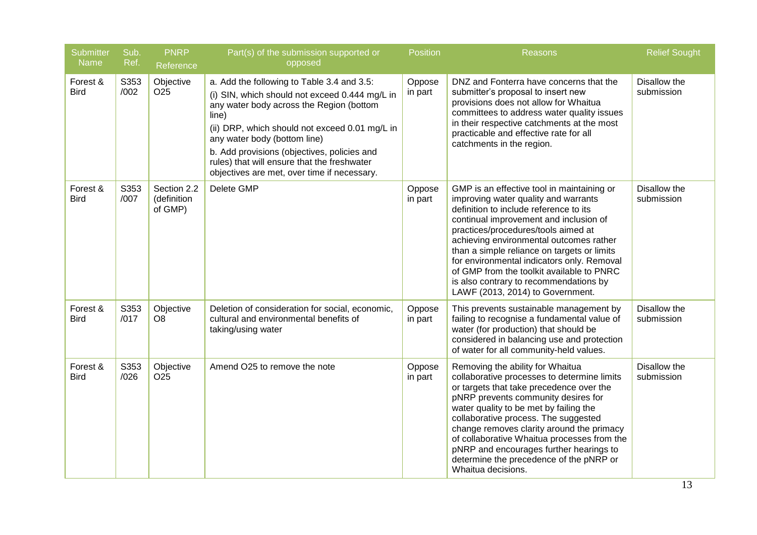| Submitter Name | Sub. Ref. | PNRP Reference | Part(s) of the submission supported or opposed | Position | Reasons | Relief Sought |
|---|---|---|---|---|---|---|
| Forest & Bird | S353 /002 | Objective O25 | a. Add the following to Table 3.4 and 3.5:<br>(i) SIN, which should not exceed 0.444 mg/L in any water body across the Region (bottom line)<br>(ii) DRP, which should not exceed 0.01 mg/L in any water body (bottom line)<br>b. Add provisions (objectives, policies and rules) that will ensure that the freshwater objectives are met, over time if necessary. | Oppose in part | DNZ and Fonterra have concerns that the submitter's proposal to insert new provisions does not allow for Whaitua committees to address water quality issues in their respective catchments at the most practicable and effective rate for all catchments in the region. | Disallow the submission |
| Forest & Bird | S353 /007 | Section 2.2 (definition of GMP) | Delete GMP | Oppose in part | GMP is an effective tool in maintaining or improving water quality and warrants definition to include reference to its continual improvement and inclusion of practices/procedures/tools aimed at achieving environmental outcomes rather than a simple reliance on targets or limits for environmental indicators only. Removal of GMP from the toolkit available to PNRC is also contrary to recommendations by LAWF (2013, 2014) to Government. | Disallow the submission |
| Forest & Bird | S353 /017 | Objective O8 | Deletion of consideration for social, economic, cultural and environmental benefits of taking/using water | Oppose in part | This prevents sustainable management by failing to recognise a fundamental value of water (for production) that should be considered in balancing use and protection of water for all community-held values. | Disallow the submission |
| Forest & Bird | S353 /026 | Objective O25 | Amend O25 to remove the note | Oppose in part | Removing the ability for Whaitua collaborative processes to determine limits or targets that take precedence over the pNRP prevents community desires for water quality to be met by failing the collaborative process. The suggested change removes clarity around the primacy of collaborative Whaitua processes from the pNRP and encourages further hearings to determine the precedence of the pNRP or Whaitua decisions. | Disallow the submission |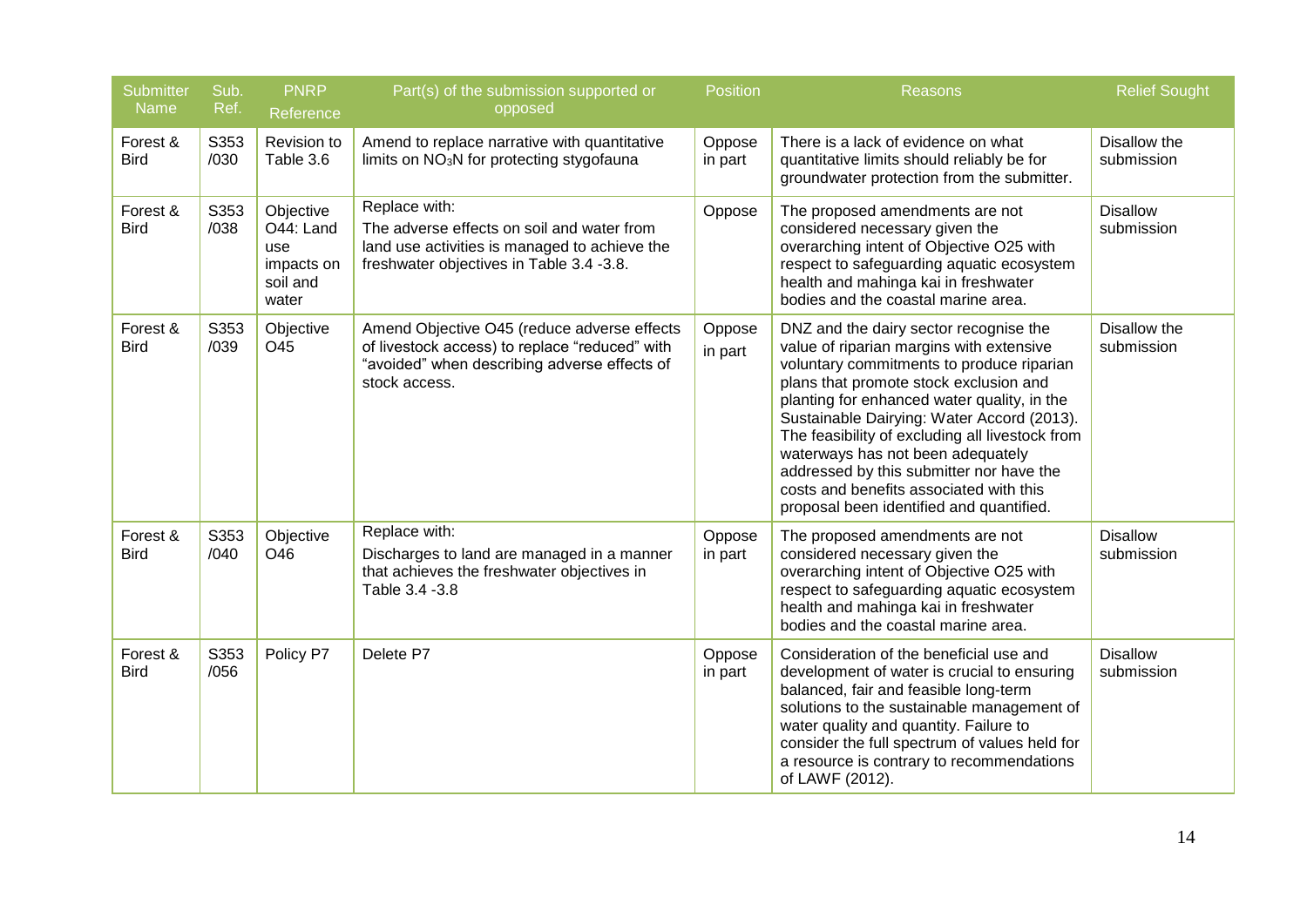| Submitter Name | Sub. Ref. | PNRP Reference | Part(s) of the submission supported or opposed | Position | Reasons | Relief Sought |
|---|---|---|---|---|---|---|
| Forest & Bird | S353 /030 | Revision to Table 3.6 | Amend to replace narrative with quantitative limits on $NO_3N$ for protecting stygofauna | Oppose in part | There is a lack of evidence on what quantitative limits should reliably be for groundwater protection from the submitter. | Disallow the submission |
| Forest & Bird | S353 /038 | Objective O44: Land use impacts on soil and water | Replace with: The adverse effects on soil and water from land use activities is managed to achieve the freshwater objectives in Table 3.4 -3.8. | Oppose | The proposed amendments are not considered necessary given the overarching intent of Objective O25 with respect to safeguarding aquatic ecosystem health and mahinga kai in freshwater bodies and the coastal marine area. | Disallow submission |
| Forest & Bird | S353 /039 | Objective O45 | Amend Objective O45 (reduce adverse effects of livestock access) to replace "reduced" with "avoided" when describing adverse effects of stock access. | Oppose in part | DNZ and the dairy sector recognise the value of riparian margins with extensive voluntary commitments to produce riparian plans that promote stock exclusion and planting for enhanced water quality, in the Sustainable Dairying: Water Accord (2013). The feasibility of excluding all livestock from waterways has not been adequately addressed by this submitter nor have the costs and benefits associated with this proposal been identified and quantified. | Disallow the submission |
| Forest & Bird | S353 /040 | Objective O46 | Replace with: Discharges to land are managed in a manner that achieves the freshwater objectives in Table 3.4 -3.8 | Oppose in part | The proposed amendments are not considered necessary given the overarching intent of Objective O25 with respect to safeguarding aquatic ecosystem health and mahinga kai in freshwater bodies and the coastal marine area. | Disallow submission |
| Forest & Bird | S353 /056 | Policy P7 | Delete P7 | Oppose in part | Consideration of the beneficial use and development of water is crucial to ensuring balanced, fair and feasible long-term solutions to the sustainable management of water quality and quantity. Failure to consider the full spectrum of values held for a resource is contrary to recommendations of LAWF (2012). | Disallow submission |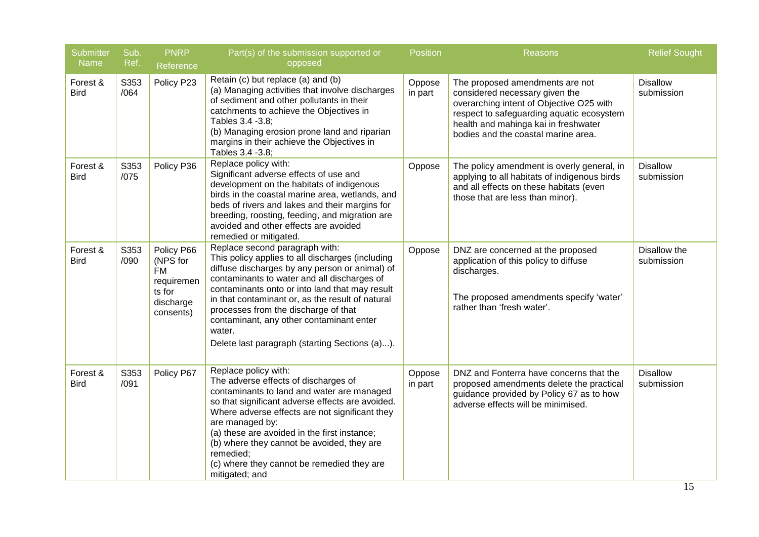| Submitter Name | Sub. Ref. | PNRP Reference | Part(s) of the submission supported or opposed | Position | Reasons | Relief Sought |
|---|---|---|---|---|---|---|
| Forest & Bird | S353 /064 | Policy P23 | Retain (c) but replace (a) and (b)<br>(a) Managing activities that involve discharges of sediment and other pollutants in their catchments to achieve the Objectives in Tables 3.4 -3.8;<br>(b) Managing erosion prone land and riparian margins in their achieve the Objectives in Tables 3.4 -3.8; | Oppose in part | The proposed amendments are not considered necessary given the overarching intent of Objective O25 with respect to safeguarding aquatic ecosystem health and mahinga kai in freshwater bodies and the coastal marine area. | Disallow submission |
| Forest & Bird | S353 /075 | Policy P36 | Replace policy with:<br>Significant adverse effects of use and development on the habitats of indigenous birds in the coastal marine area, wetlands, and beds of rivers and lakes and their margins for breeding, roosting, feeding, and migration are avoided and other effects are avoided remedied or mitigated. | Oppose | The policy amendment is overly general, in applying to all habitats of indigenous birds and all effects on these habitats (even those that are less than minor). | Disallow submission |
| Forest & Bird | S353 /090 | Policy P66 (NPS for FM requirements for discharge consents) | Replace second paragraph with:<br>This policy applies to all discharges (including diffuse discharges by any person or animal) of contaminants to water and all discharges of contaminants onto or into land that may result in that contaminant or, as the result of natural processes from the discharge of that contaminant, any other contaminant enter water.<br>Delete last paragraph (starting Sections (a)...). | Oppose | DNZ are concerned at the proposed application of this policy to diffuse discharges.<br><br>The proposed amendments specify 'water' rather than 'fresh water'. | Disallow the submission |
| Forest & Bird | S353 /091 | Policy P67 | Replace policy with:<br>The adverse effects of discharges of contaminants to land and water are managed so that significant adverse effects are avoided. Where adverse effects are not significant they are managed by:<br>(a) these are avoided in the first instance;<br>(b) where they cannot be avoided, they are remedied;<br>(c) where they cannot be remedied they are mitigated; and | Oppose in part | DNZ and Fonterra have concerns that the proposed amendments delete the practical guidance provided by Policy 67 as to how adverse effects will be minimised. | Disallow submission |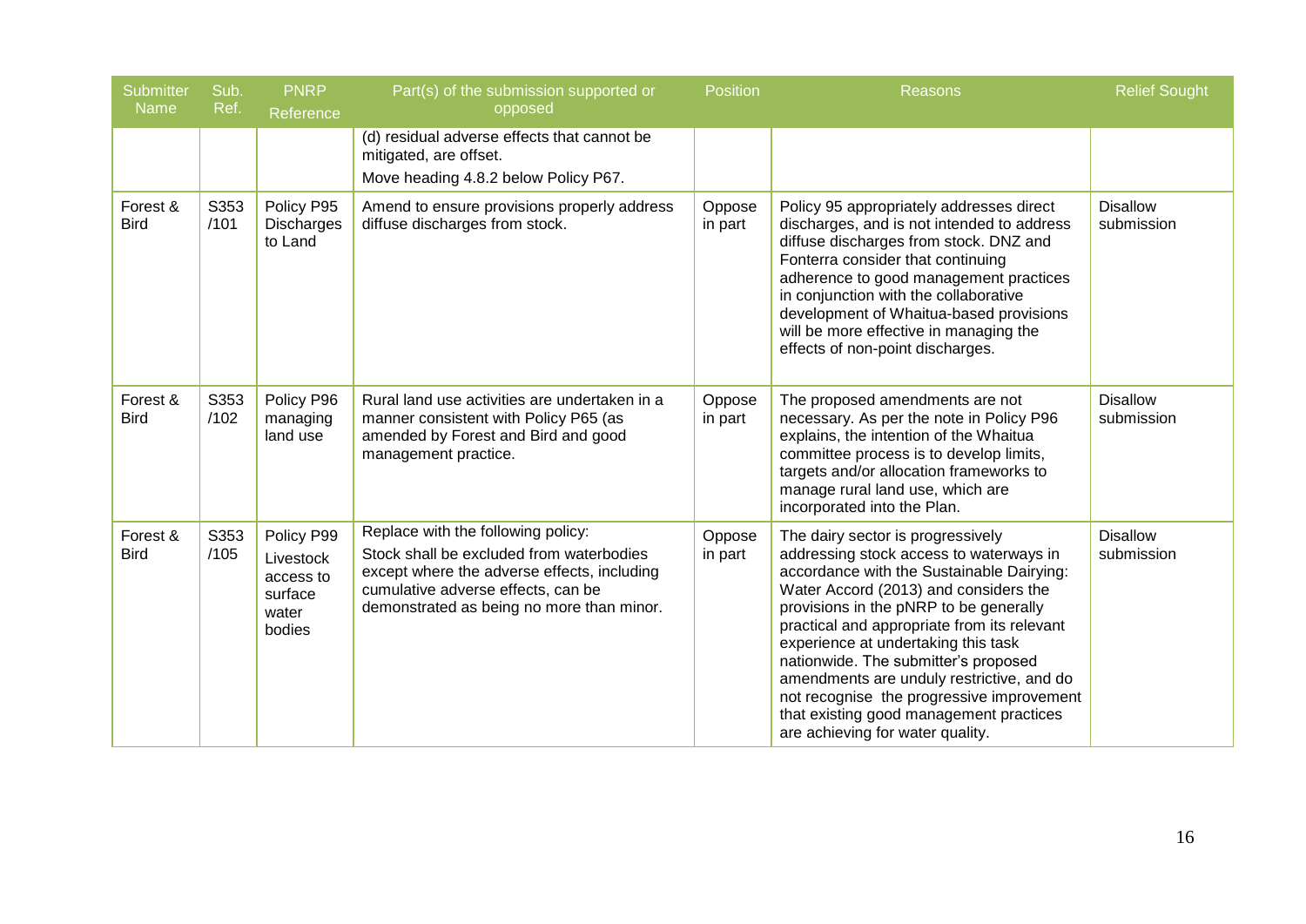| Submitter Name | Sub. Ref. | PNRP Reference | Part(s) of the submission supported or opposed | Position | Reasons | Relief Sought |
|---|---|---|---|---|---|---|
| | | | (d) residual adverse effects that cannot be mitigated, are offset. Move heading 4.8.2 below Policy P67. | | | |
| Forest & Bird | S353 /101 | Policy P95 Discharges to Land | Amend to ensure provisions properly address diffuse discharges from stock. | Oppose in part | Policy 95 appropriately addresses direct discharges, and is not intended to address diffuse discharges from stock. DNZ and Fonterra consider that continuing adherence to good management practices in conjunction with the collaborative development of Whaitua-based provisions will be more effective in managing the effects of non-point discharges. | Disallow submission |
| Forest & Bird | S353 /102 | Policy P96 managing land use | Rural land use activities are undertaken in a manner consistent with Policy P65 (as amended by Forest and Bird and good management practice. | Oppose in part | The proposed amendments are not necessary. As per the note in Policy P96 explains, the intention of the Whaitua committee process is to develop limits, targets and/or allocation frameworks to manage rural land use, which are incorporated into the Plan. | Disallow submission |
| Forest & Bird | S353 /105 | Policy P99 Livestock access to surface water bodies | Replace with the following policy: Stock shall be excluded from waterbodies except where the adverse effects, including cumulative adverse effects, can be demonstrated as being no more than minor. | Oppose in part | The dairy sector is progressively addressing stock access to waterways in accordance with the Sustainable Dairying: Water Accord (2013) and considers the provisions in the pNRP to be generally practical and appropriate from its relevant experience at undertaking this task nationwide. The submitter's proposed amendments are unduly restrictive, and do not recognise the progressive improvement that existing good management practices are achieving for water quality. | Disallow submission |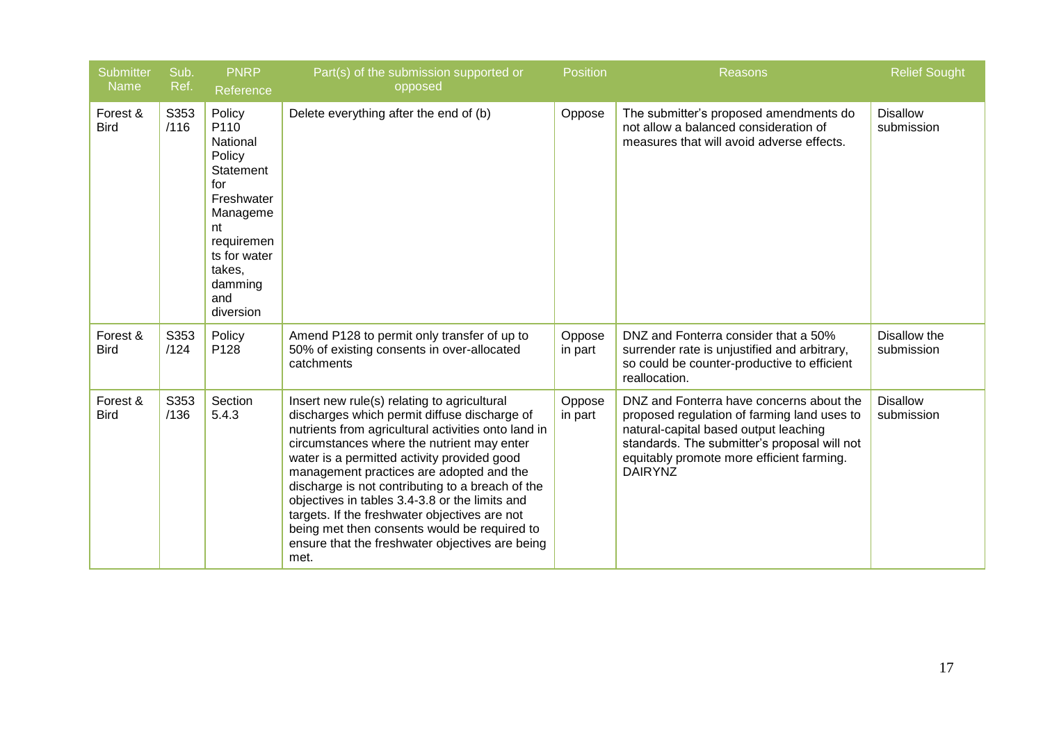| Submitter Name | Sub. Ref. | PNRP Reference | Part(s) of the submission supported or opposed | Position | Reasons | Relief Sought |
|---|---|---|---|---|---|---|
| Forest & Bird | S353 /116 | Policy P110 National Policy Statement for Freshwater Management requirements for water takes, damming and diversion | Delete everything after the end of (b) | Oppose | The submitter's proposed amendments do not allow a balanced consideration of measures that will avoid adverse effects. | Disallow submission |
| Forest & Bird | S353 /124 | Policy P128 | Amend P128 to permit only transfer of up to 50% of existing consents in over-allocated catchments | Oppose in part | DNZ and Fonterra consider that a 50% surrender rate is unjustified and arbitrary, so could be counter-productive to efficient reallocation. | Disallow the submission |
| Forest & Bird | S353 /136 | Section 5.4.3 | Insert new rule(s) relating to agricultural discharges which permit diffuse discharge of nutrients from agricultural activities onto land in circumstances where the nutrient may enter water is a permitted activity provided good management practices are adopted and the discharge is not contributing to a breach of the objectives in tables 3.4-3.8 or the limits and targets. If the freshwater objectives are not being met then consents would be required to ensure that the freshwater objectives are being met. | Oppose in part | DNZ and Fonterra have concerns about the proposed regulation of farming land uses to natural-capital based output leaching standards. The submitter's proposal will not equitably promote more efficient farming. DAIRYNZ | Disallow submission |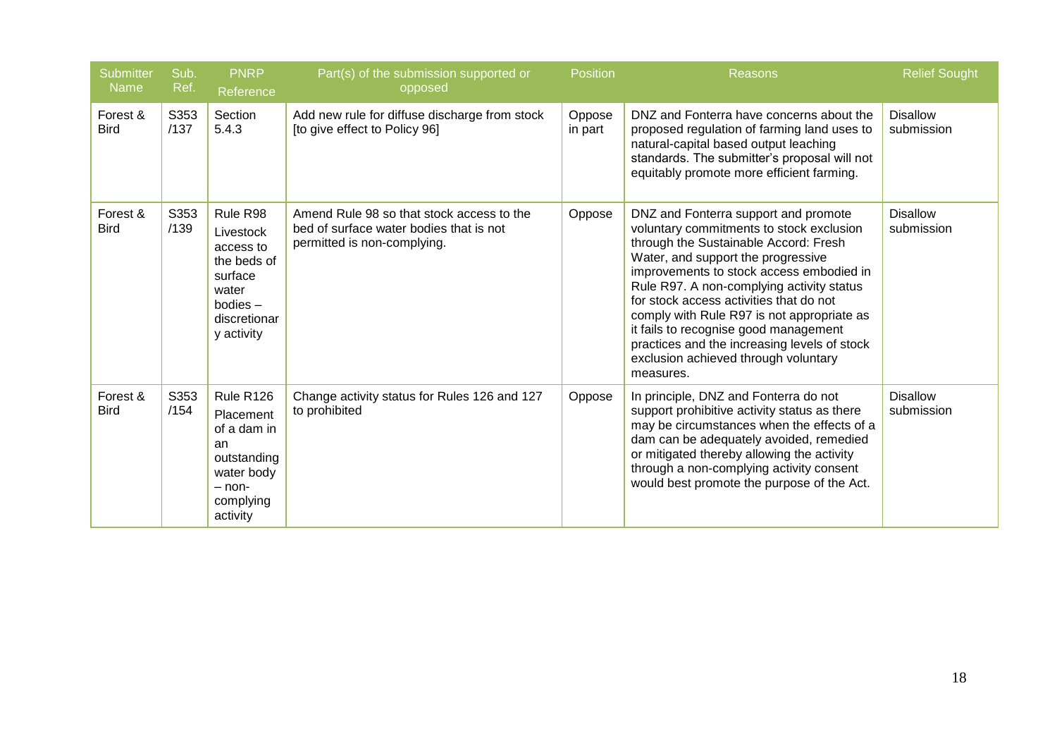| Submitter Name | Sub. Ref. | PNRP Reference | Part(s) of the submission supported or opposed | Position | Reasons | Relief Sought |
|---|---|---|---|---|---|---|
| Forest & Bird | S353 /137 | Section 5.4.3 | Add new rule for diffuse discharge from stock [to give effect to Policy 96] | Oppose in part | DNZ and Fonterra have concerns about the proposed regulation of farming land uses to natural-capital based output leaching standards. The submitter's proposal will not equitably promote more efficient farming. | Disallow submission |
| Forest & Bird | S353 /139 | Rule R98 Livestock access to the beds of surface water bodies – discretionary activity | Amend Rule 98 so that stock access to the bed of surface water bodies that is not permitted is non-complying. | Oppose | DNZ and Fonterra support and promote voluntary commitments to stock exclusion through the Sustainable Accord: Fresh Water, and support the progressive improvements to stock access embodied in Rule R97. A non-complying activity status for stock access activities that do not comply with Rule R97 is not appropriate as it fails to recognise good management practices and the increasing levels of stock exclusion achieved through voluntary measures. | Disallow submission |
| Forest & Bird | S353 /154 | Rule R126 Placement of a dam in an outstanding water body – non-complying activity | Change activity status for Rules 126 and 127 to prohibited | Oppose | In principle, DNZ and Fonterra do not support prohibitive activity status as there may be circumstances when the effects of a dam can be adequately avoided, remedied or mitigated thereby allowing the activity through a non-complying activity consent would best promote the purpose of the Act. | Disallow submission |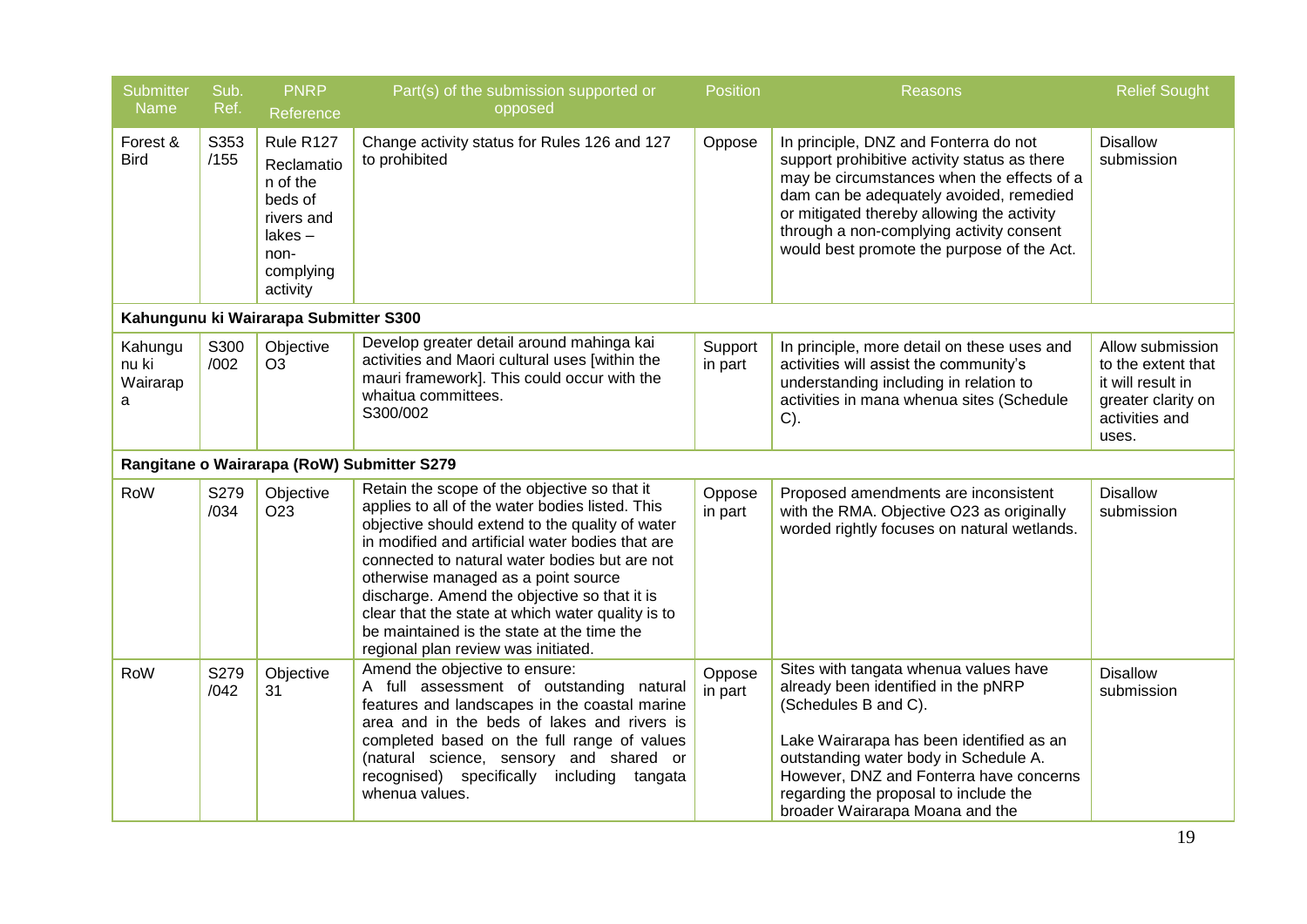| Submitter Name | Sub. Ref. | PNRP Reference | Part(s) of the submission supported or opposed | Position | Reasons | Relief Sought |
|---|---|---|---|---|---|---|
| Forest & Bird | S353 /155 | Rule R127 Reclamation of the beds of rivers and lakes – non-complying activity | Change activity status for Rules 126 and 127 to prohibited | Oppose | In principle, DNZ and Fonterra do not support prohibitive activity status as there may be circumstances when the effects of a dam can be adequately avoided, remedied or mitigated thereby allowing the activity through a non-complying activity consent would best promote the purpose of the Act. | Disallow submission |
| **Kahungunu ki Wairarapa Submitter S300** | | | | | | |
| Kahungunu ki Wairarapa | S300 /002 | Objective O3 | Develop greater detail around mahinga kai activities and Maori cultural uses [within the mauri framework]. This could occur with the whaitua committees. S300/002 | Support in part | In principle, more detail on these uses and activities will assist the community's understanding including in relation to activities in mana whenua sites (Schedule C). | Allow submission to the extent that it will result in greater clarity on activities and uses. |
| **Rangitane o Wairarapa (RoW) Submitter S279** | | | | | | |
| RoW | S279 /034 | Objective O23 | Retain the scope of the objective so that it applies to all of the water bodies listed. This objective should extend to the quality of water in modified and artificial water bodies that are connected to natural water bodies but are not otherwise managed as a point source discharge. Amend the objective so that it is clear that the state at which water quality is to be maintained is the state at the time the regional plan review was initiated. | Oppose in part | Proposed amendments are inconsistent with the RMA. Objective O23 as originally worded rightly focuses on natural wetlands. | Disallow submission |
| RoW | S279 /042 | Objective 31 | Amend the objective to ensure: A full assessment of outstanding natural features and landscapes in the coastal marine area and in the beds of lakes and rivers is completed based on the full range of values (natural science, sensory and shared or recognised) specifically including tangata whenua values. | Oppose in part | Sites with tangata whenua values have already been identified in the pNRP (Schedules B and C).<br><br>Lake Wairarapa has been identified as an outstanding water body in Schedule A. However, DNZ and Fonterra have concerns regarding the proposal to include the broader Wairarapa Moana and the | Disallow submission |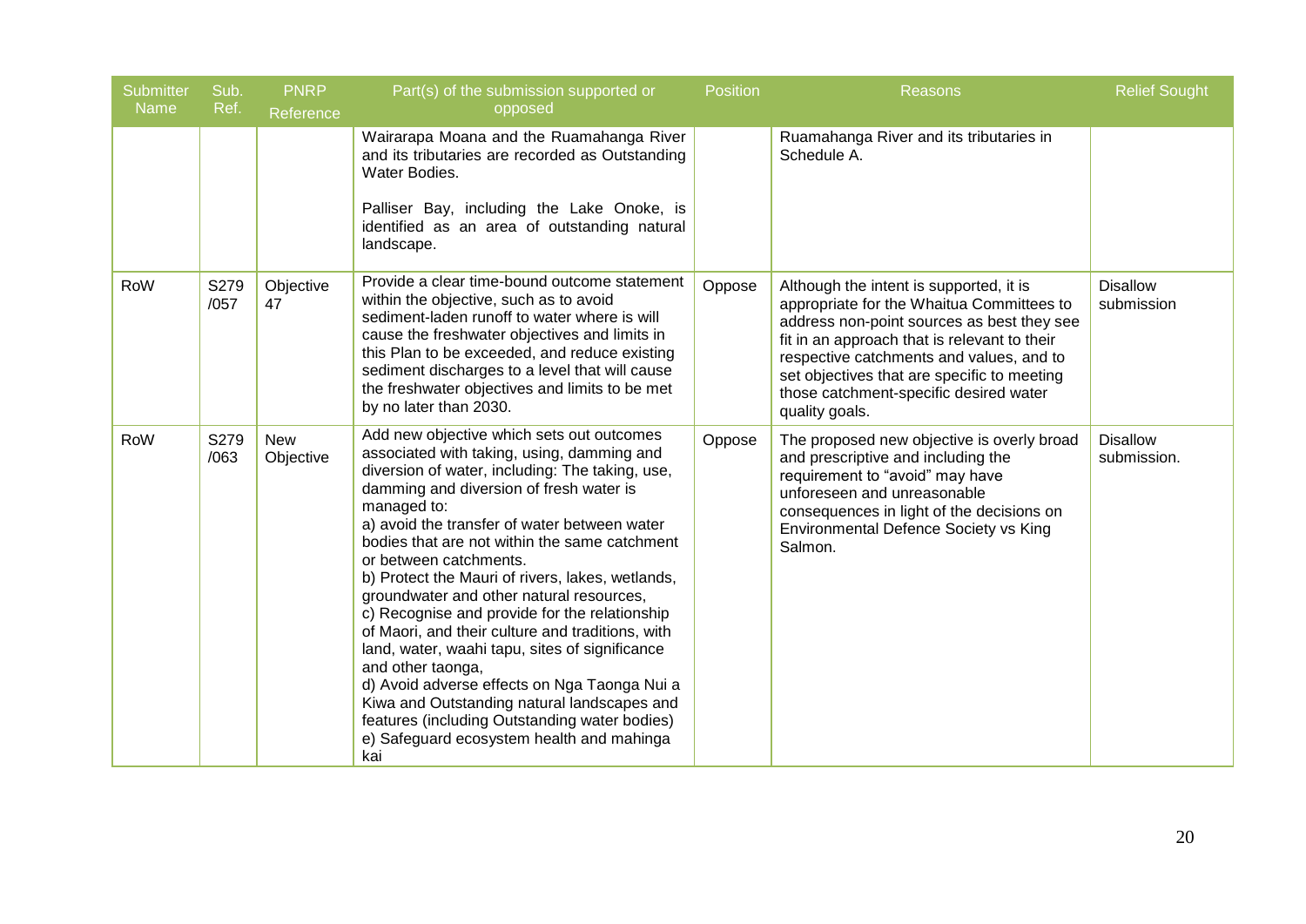| Submitter Name | Sub. Ref. | PNRP Reference | Part(s) of the submission supported or opposed | Position | Reasons | Relief Sought |
|---|---|---|---|---|---|---|
| | | | Wairarapa Moana and the Ruamahanga River and its tributaries are recorded as Outstanding Water Bodies.<br><br>Palliser Bay, including the Lake Onoke, is identified as an area of outstanding natural landscape. | | Ruamahanga River and its tributaries in Schedule A. | |
| RoW | S279 /057 | Objective 47 | Provide a clear time-bound outcome statement within the objective, such as to avoid sediment-laden runoff to water where is will cause the freshwater objectives and limits in this Plan to be exceeded, and reduce existing sediment discharges to a level that will cause the freshwater objectives and limits to be met by no later than 2030. | Oppose | Although the intent is supported, it is appropriate for the Whaitua Committees to address non-point sources as best they see fit in an approach that is relevant to their respective catchments and values, and to set objectives that are specific to meeting those catchment-specific desired water quality goals. | Disallow submission |
| RoW | S279 /063 | New Objective | Add new objective which sets out outcomes associated with taking, using, damming and diversion of water, including: The taking, use, damming and diversion of fresh water is managed to:<br>a) avoid the transfer of water between water bodies that are not within the same catchment or between catchments.<br>b) Protect the Mauri of rivers, lakes, wetlands, groundwater and other natural resources,<br>c) Recognise and provide for the relationship of Maori, and their culture and traditions, with land, water, waahi tapu, sites of significance and other taonga,<br>d) Avoid adverse effects on Nga Taonga Nui a Kiwa and Outstanding natural landscapes and features (including Outstanding water bodies)<br>e) Safeguard ecosystem health and mahinga kai | Oppose | The proposed new objective is overly broad and prescriptive and including the requirement to "avoid" may have unforeseen and unreasonable consequences in light of the decisions on Environmental Defence Society vs King Salmon. | Disallow submission. |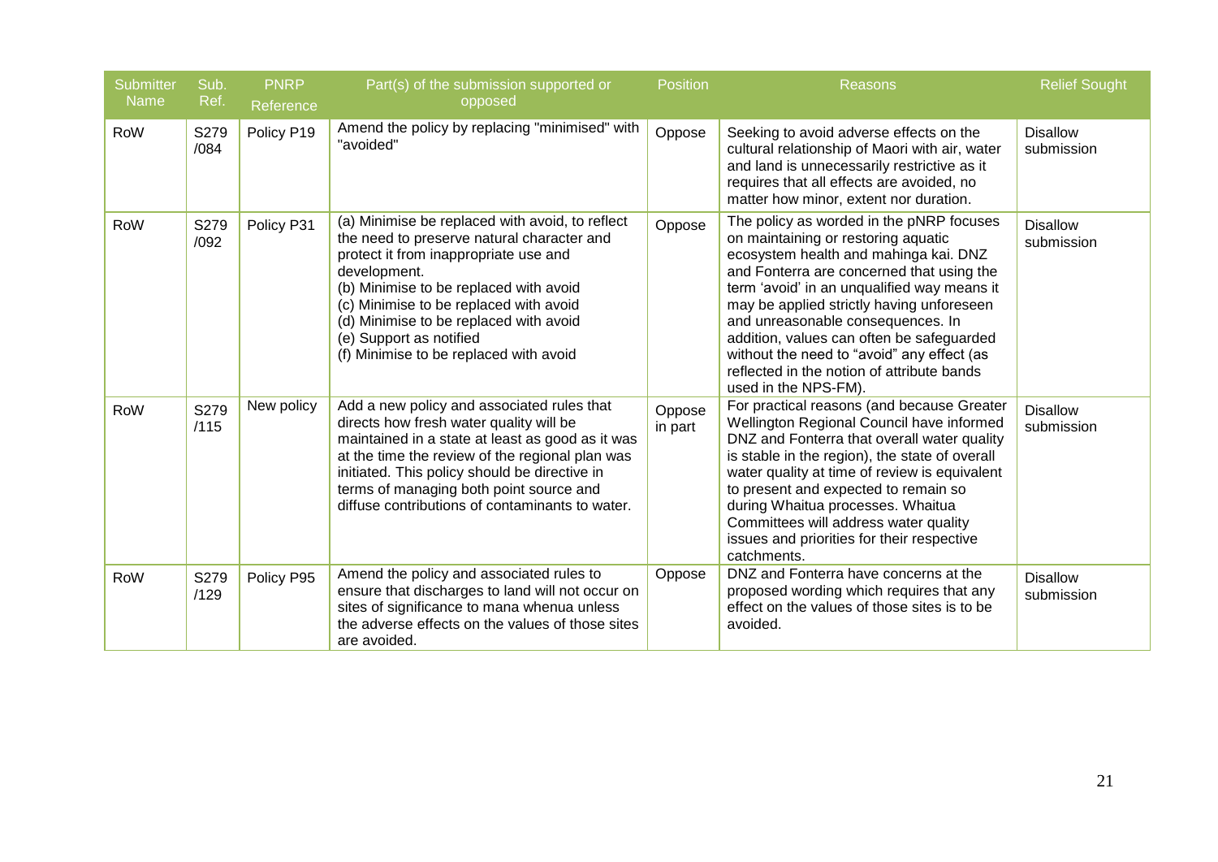| Submitter Name | Sub. Ref. | PNRP Reference | Part(s) of the submission supported or opposed | Position | Reasons | Relief Sought |
|---|---|---|---|---|---|---|
| RoW | S279 /084 | Policy P19 | Amend the policy by replacing "minimised" with "avoided" | Oppose | Seeking to avoid adverse effects on the cultural relationship of Maori with air, water and land is unnecessarily restrictive as it requires that all effects are avoided, no matter how minor, extent nor duration. | Disallow submission |
| RoW | S279 /092 | Policy P31 | (a) Minimise be replaced with avoid, to reflect the need to preserve natural character and protect it from inappropriate use and development.<br>(b) Minimise to be replaced with avoid<br>(c) Minimise to be replaced with avoid<br>(d) Minimise to be replaced with avoid<br>(e) Support as notified<br>(f) Minimise to be replaced with avoid | Oppose | The policy as worded in the pNRP focuses on maintaining or restoring aquatic ecosystem health and mahinga kai. DNZ and Fonterra are concerned that using the term 'avoid' in an unqualified way means it may be applied strictly having unforeseen and unreasonable consequences. In addition, values can often be safeguarded without the need to "avoid" any effect (as reflected in the notion of attribute bands used in the NPS-FM). | Disallow submission |
| RoW | S279 /115 | New policy | Add a new policy and associated rules that directs how fresh water quality will be maintained in a state at least as good as it was at the time the review of the regional plan was initiated. This policy should be directive in terms of managing both point source and diffuse contributions of contaminants to water. | Oppose in part | For practical reasons (and because Greater Wellington Regional Council have informed DNZ and Fonterra that overall water quality is stable in the region), the state of overall water quality at time of review is equivalent to present and expected to remain so during Whaitua processes. Whaitua Committees will address water quality issues and priorities for their respective catchments. | Disallow submission |
| RoW | S279 /129 | Policy P95 | Amend the policy and associated rules to ensure that discharges to land will not occur on sites of significance to mana whenua unless the adverse effects on the values of those sites are avoided. | Oppose | DNZ and Fonterra have concerns at the proposed wording which requires that any effect on the values of those sites is to be avoided. | Disallow submission |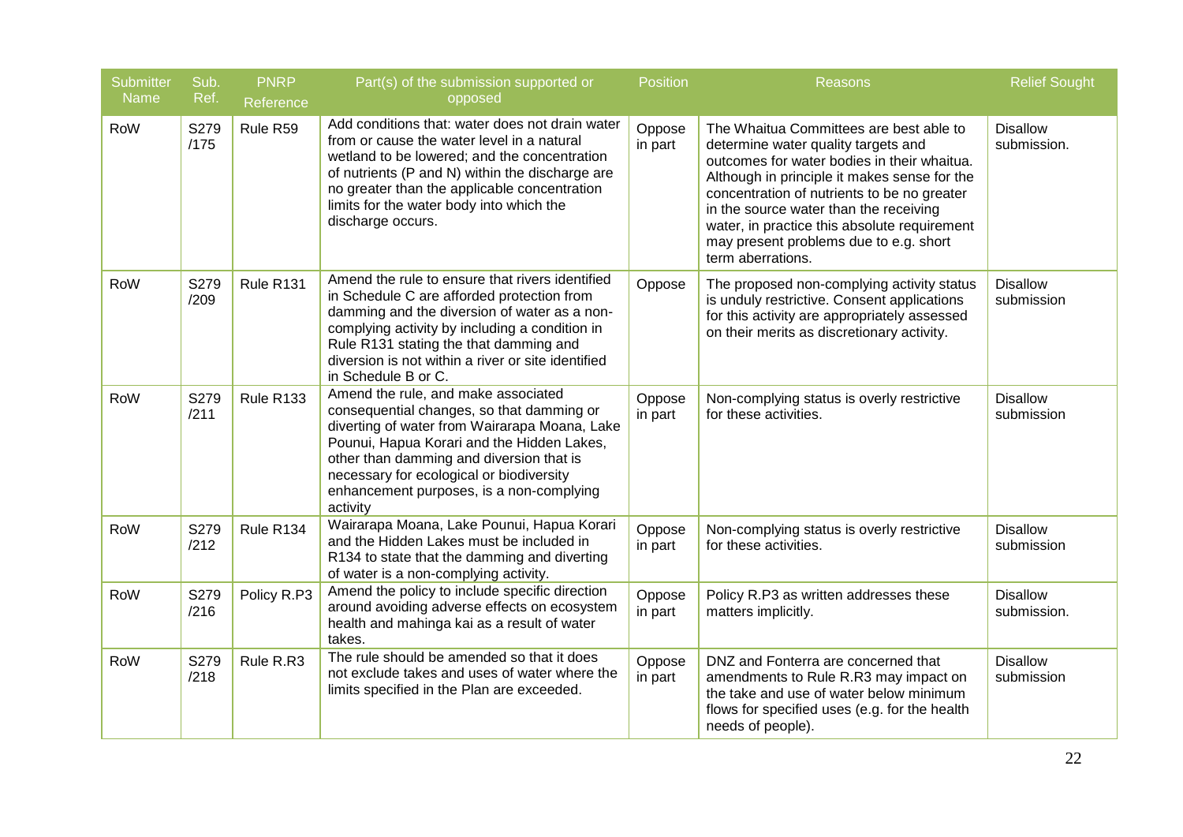| Submitter Name | Sub. Ref. | PNRP Reference | Part(s) of the submission supported or opposed | Position | Reasons | Relief Sought |
|---|---|---|---|---|---|---|
| RoW | S279 /175 | Rule R59 | Add conditions that: water does not drain water from or cause the water level in a natural wetland to be lowered; and the concentration of nutrients (P and N) within the discharge are no greater than the applicable concentration limits for the water body into which the discharge occurs. | Oppose in part | The Whaitua Committees are best able to determine water quality targets and outcomes for water bodies in their whaitua. Although in principle it makes sense for the concentration of nutrients to be no greater in the source water than the receiving water, in practice this absolute requirement may present problems due to e.g. short term aberrations. | Disallow submission. |
| RoW | S279 /209 | Rule R131 | Amend the rule to ensure that rivers identified in Schedule C are afforded protection from damming and the diversion of water as a non-complying activity by including a condition in Rule R131 stating the that damming and diversion is not within a river or site identified in Schedule B or C. | Oppose | The proposed non-complying activity status is unduly restrictive. Consent applications for this activity are appropriately assessed on their merits as discretionary activity. | Disallow submission |
| RoW | S279 /211 | Rule R133 | Amend the rule, and make associated consequential changes, so that damming or diverting of water from Wairarapa Moana, Lake Pounui, Hapua Korari and the Hidden Lakes, other than damming and diversion that is necessary for ecological or biodiversity enhancement purposes, is a non-complying activity | Oppose in part | Non-complying status is overly restrictive for these activities. | Disallow submission |
| RoW | S279 /212 | Rule R134 | Wairarapa Moana, Lake Pounui, Hapua Korari and the Hidden Lakes must be included in R134 to state that the damming and diverting of water is a non-complying activity. | Oppose in part | Non-complying status is overly restrictive for these activities. | Disallow submission |
| RoW | S279 /216 | Policy R.P3 | Amend the policy to include specific direction around avoiding adverse effects on ecosystem health and mahinga kai as a result of water takes. | Oppose in part | Policy R.P3 as written addresses these matters implicitly. | Disallow submission. |
| RoW | S279 /218 | Rule R.R3 | The rule should be amended so that it does not exclude takes and uses of water where the limits specified in the Plan are exceeded. | Oppose in part | DNZ and Fonterra are concerned that amendments to Rule R.R3 may impact on the take and use of water below minimum flows for specified uses (e.g. for the health needs of people). | Disallow submission |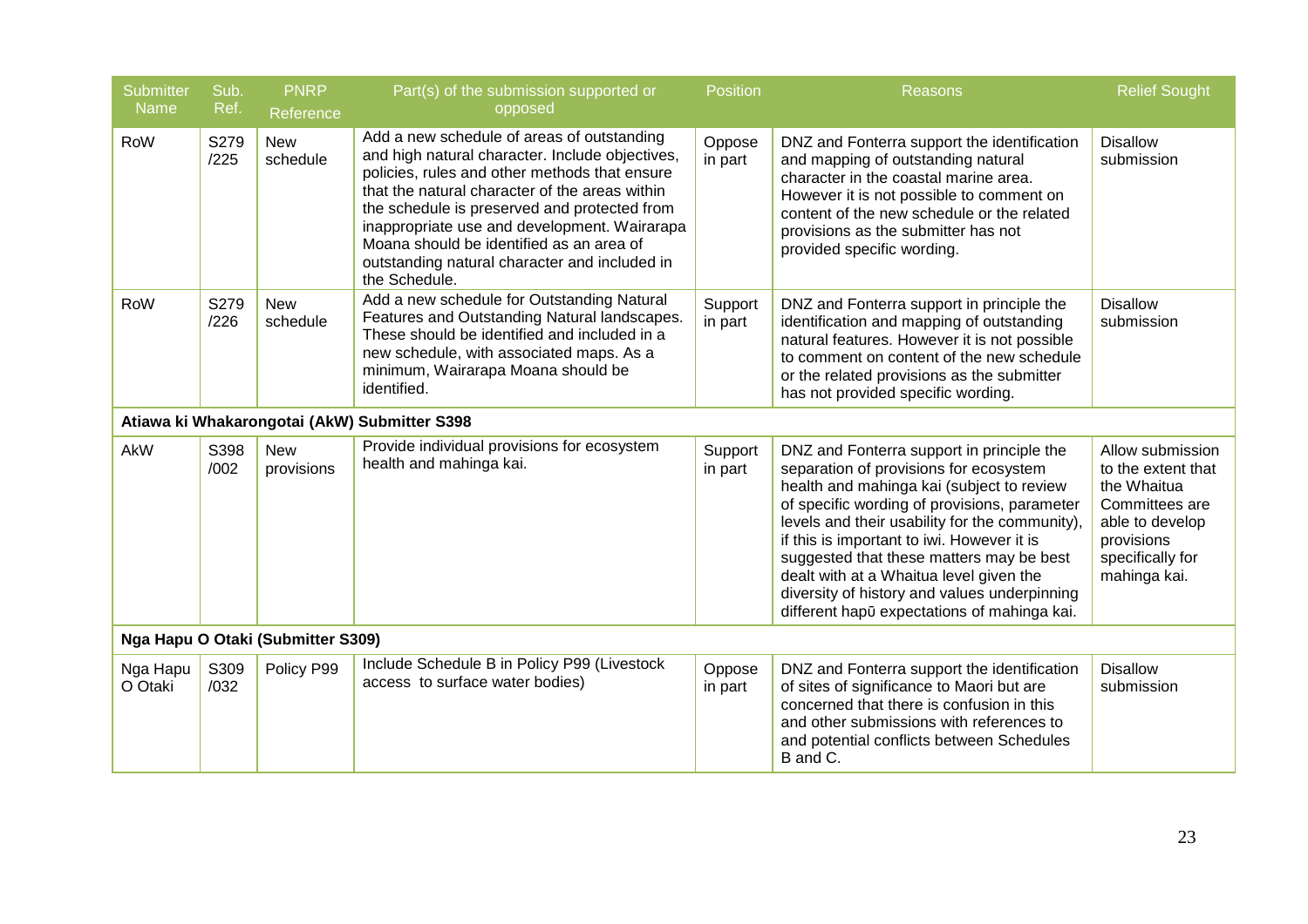| Submitter Name | Sub. Ref. | PNRP Reference | Part(s) of the submission supported or opposed | Position | Reasons | Relief Sought |
|---|---|---|---|---|---|---|
| RoW | S279 /225 | New schedule | Add a new schedule of areas of outstanding and high natural character. Include objectives, policies, rules and other methods that ensure that the natural character of the areas within the schedule is preserved and protected from inappropriate use and development. Wairarapa Moana should be identified as an area of outstanding natural character and included in the Schedule. | Oppose in part | DNZ and Fonterra support the identification and mapping of outstanding natural character in the coastal marine area. However it is not possible to comment on content of the new schedule or the related provisions as the submitter has not provided specific wording. | Disallow submission |
| RoW | S279 /226 | New schedule | Add a new schedule for Outstanding Natural Features and Outstanding Natural landscapes. These should be identified and included in a new schedule, with associated maps. As a minimum, Wairarapa Moana should be identified. | Support in part | DNZ and Fonterra support in principle the identification and mapping of outstanding natural features. However it is not possible to comment on content of the new schedule or the related provisions as the submitter has not provided specific wording. | Disallow submission |
| **Atiawa ki Whakarongotai (AkW) Submitter S398** | | | | | | |
| AkW | S398 /002 | New provisions | Provide individual provisions for ecosystem health and mahinga kai. | Support in part | DNZ and Fonterra support in principle the separation of provisions for ecosystem health and mahinga kai (subject to review of specific wording of provisions, parameter levels and their usability for the community), if this is important to iwi. However it is suggested that these matters may be best dealt with at a Whaitua level given the diversity of history and values underpinning different hapū expectations of mahinga kai. | Allow submission to the extent that the Whaitua Committees are able to develop provisions specifically for mahinga kai. |
| **Nga Hapu O Otaki (Submitter S309)** | | | | | | |
| Nga Hapu O Otaki | S309 /032 | Policy P99 | Include Schedule B in Policy P99 (Livestock access to surface water bodies) | Oppose in part | DNZ and Fonterra support the identification of sites of significance to Maori but are concerned that there is confusion in this and other submissions with references to and potential conflicts between Schedules B and C. | Disallow submission |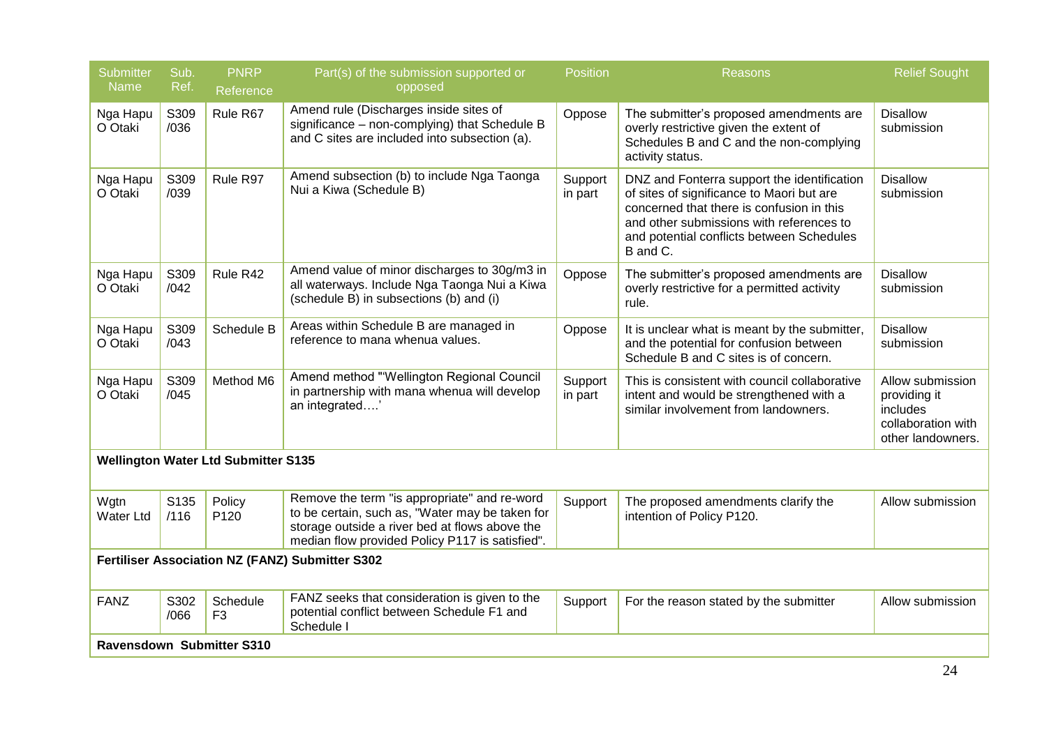| Submitter Name | Sub. Ref. | PNRP Reference | Part(s) of the submission supported or opposed | Position | Reasons | Relief Sought |
|---|---|---|---|---|---|---|
| Nga Hapu O Otaki | S309 /036 | Rule R67 | Amend rule (Discharges inside sites of significance – non-complying) that Schedule B and C sites are included into subsection (a). | Oppose | The submitter's proposed amendments are overly restrictive given the extent of Schedules B and C and the non-complying activity status. | Disallow submission |
| Nga Hapu O Otaki | S309 /039 | Rule R97 | Amend subsection (b) to include Nga Taonga Nui a Kiwa (Schedule B) | Support in part | DNZ and Fonterra support the identification of sites of significance to Maori but are concerned that there is confusion in this and other submissions with references to and potential conflicts between Schedules B and C. | Disallow submission |
| Nga Hapu O Otaki | S309 /042 | Rule R42 | Amend value of minor discharges to 30g/m3 in all waterways. Include Nga Taonga Nui a Kiwa (schedule B) in subsections (b) and (i) | Oppose | The submitter's proposed amendments are overly restrictive for a permitted activity rule. | Disallow submission |
| Nga Hapu O Otaki | S309 /043 | Schedule B | Areas within Schedule B are managed in reference to mana whenua values. | Oppose | It is unclear what is meant by the submitter, and the potential for confusion between Schedule B and C sites is of concern. | Disallow submission |
| Nga Hapu O Otaki | S309 /045 | Method M6 | Amend method "'Wellington Regional Council in partnership with mana whenua will develop an integrated….' | Support in part | This is consistent with council collaborative intent and would be strengthened with a similar involvement from landowners. | Allow submission providing it includes collaboration with other landowners. |
| **Wellington Water Ltd Submitter S135** | | | | | | |
| Wgtn Water Ltd | S135 /116 | Policy P120 | Remove the term "is appropriate" and re-word to be certain, such as, "Water may be taken for storage outside a river bed at flows above the median flow provided Policy P117 is satisfied". | Support | The proposed amendments clarify the intention of Policy P120. | Allow submission |
| **Fertiliser Association NZ (FANZ) Submitter S302** | | | | | | |
| FANZ | S302 /066 | Schedule F3 | FANZ seeks that consideration is given to the potential conflict between Schedule F1 and Schedule I | Support | For the reason stated by the submitter | Allow submission |
| **Ravensdown Submitter S310** | | | | | | |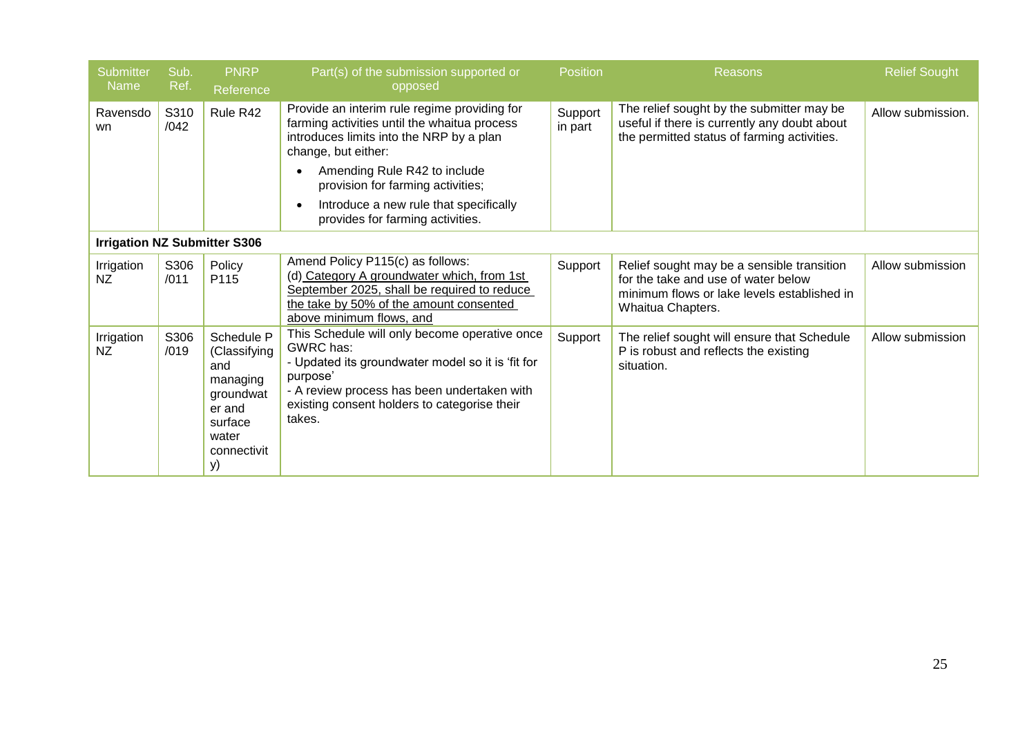| Submitter Name | Sub. Ref. | PNRP Reference | Part(s) of the submission supported or opposed | Position | Reasons | Relief Sought |
|---|---|---|---|---|---|---|
| Ravensdown | S310/042 | Rule R42 | Provide an interim rule regime providing for farming activities until the whaitua process introduces limits into the NRP by a plan change, but either: <br>• Amending Rule R42 to include provision for farming activities; <br>• Introduce a new rule that specifically provides for farming activities. | Support in part | The relief sought by the submitter may be useful if there is currently any doubt about the permitted status of farming activities. | Allow submission. |
| **Irrigation NZ Submitter S306** | | | | | | |
| Irrigation NZ | S306/011 | Policy P115 | Amend Policy P115(c) as follows: <br>(d) <u>Category A groundwater which, from 1st September 2025, shall be required to reduce the take by 50% of the amount consented above minimum flows, and</u> | Support | Relief sought may be a sensible transition for the take and use of water below minimum flows or lake levels established in Whaitua Chapters. | Allow submission |
| Irrigation NZ | S306/019 | Schedule P (Classifying and managing groundwater and surface water connectivity) | This Schedule will only become operative once GWRC has: <br>- Updated its groundwater model so it is 'fit for purpose' <br>- A review process has been undertaken with existing consent holders to categorise their takes. | Support | The relief sought will ensure that Schedule P is robust and reflects the existing situation. | Allow submission |